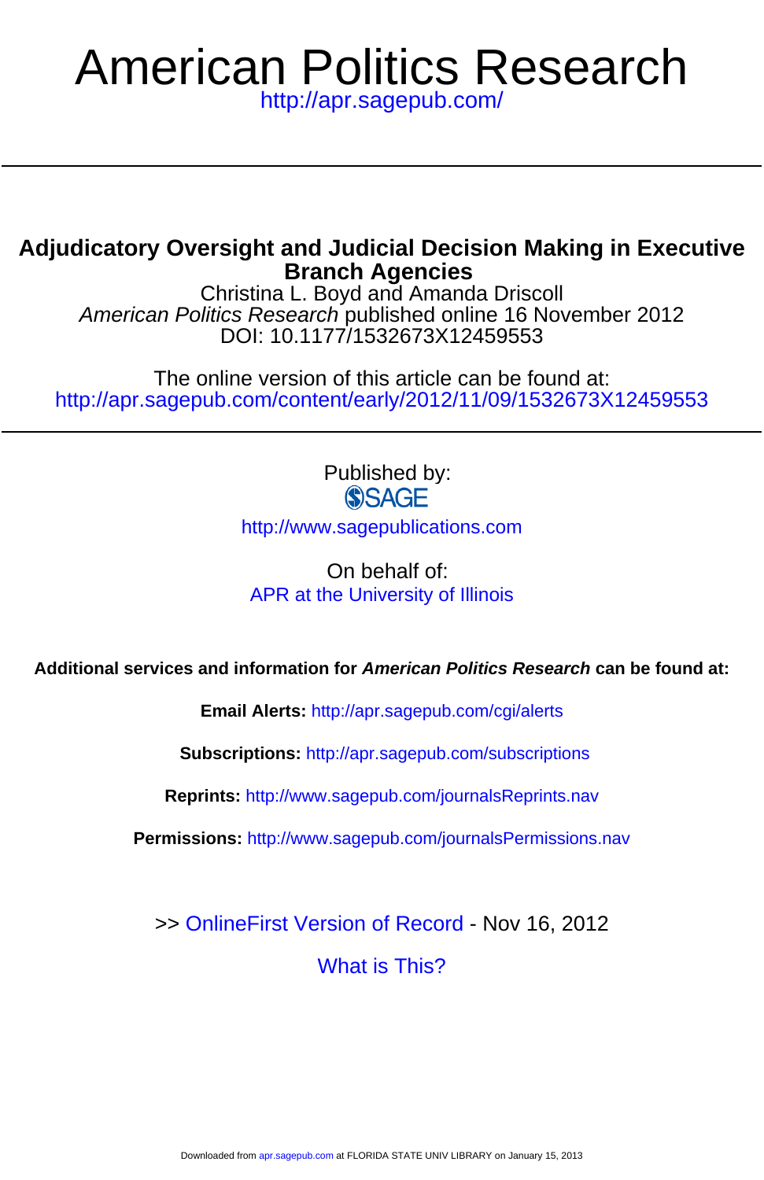# American Politics Research

http://apr.sagepub.com/

## Adjudicatory Oversight and Judicial Decision Making in Executive Branch Agencies

Christina L. Boyd and Amanda Driscoll

*American Politics Research* published online 16 November 2012

DOI: 10.1177/1532673X12459553

The online version of this article can be found at:

http://apr.sagepub.com/content/early/2012/11/09/1532673X12459553

---

Published by:

SAGE

http://www.sagepublications.com

On behalf of:

APR at the University of Illinois

**Additional services and information for *American Politics Research* can be found at:**

**Email Alerts:** http://apr.sagepub.com/cgi/alerts

**Subscriptions:** http://apr.sagepub.com/subscriptions

**Reprints:** http://www.sagepub.com/journalsReprints.nav

**Permissions:** http://www.sagepub.com/journalsPermissions.nav

>> OnlineFirst Version of Record - Nov 16, 2012

What is This?

Downloaded from apr.sagepub.com at FLORIDA STATE UNIV LIBRARY on January 15, 2013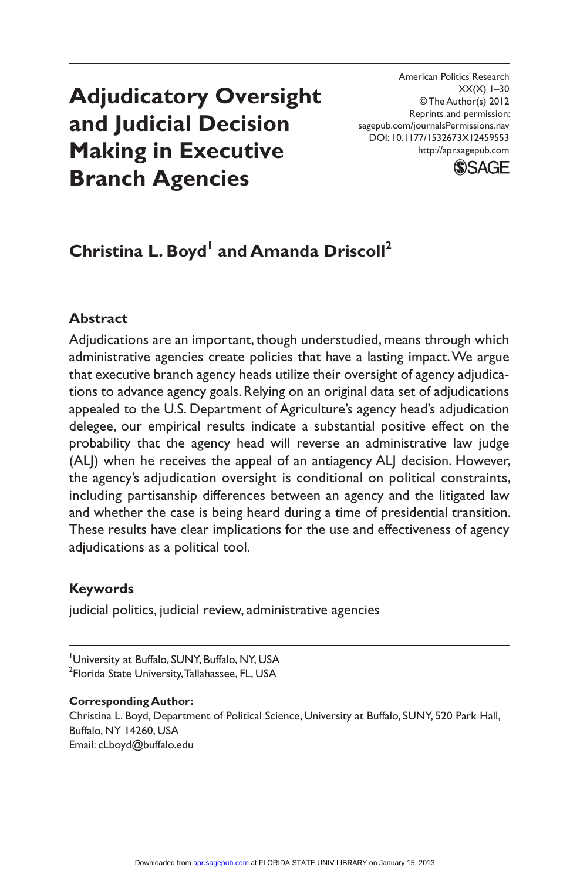# Adjudicatory Oversight and Judicial Decision Making in Executive Branch Agencies

American Politics Research
XX(X) 1–30
© The Author(s) 2012
Reprints and permission:
sagepub.com/journalsPermissions.nav
DOI: 10.1177/1532673X12459553
http://apr.sagepub.com

**Christina L. Boyd[1] and Amanda Driscoll[2]**

## Abstract

Adjudications are an important, though understudied, means through which administrative agencies create policies that have a lasting impact. We argue that executive branch agency heads utilize their oversight of agency adjudications to advance agency goals. Relying on an original data set of adjudications appealed to the U.S. Department of Agriculture's agency head's adjudication delegee, our empirical results indicate a substantial positive effect on the probability that the agency head will reverse an administrative law judge (ALJ) when he receives the appeal of an antiagency ALJ decision. However, the agency's adjudication oversight is conditional on political constraints, including partisanship differences between an agency and the litigated law and whether the case is being heard during a time of presidential transition. These results have clear implications for the use and effectiveness of agency adjudications as a political tool.

## Keywords

judicial politics, judicial review, administrative agencies

---

[1]University at Buffalo, SUNY, Buffalo, NY, USA
[2]Florida State University, Tallahassee, FL, USA

**Corresponding Author:**
Christina L. Boyd, Department of Political Science, University at Buffalo, SUNY, 520 Park Hall, Buffalo, NY 14260, USA
Email: cLboyd@buffalo.edu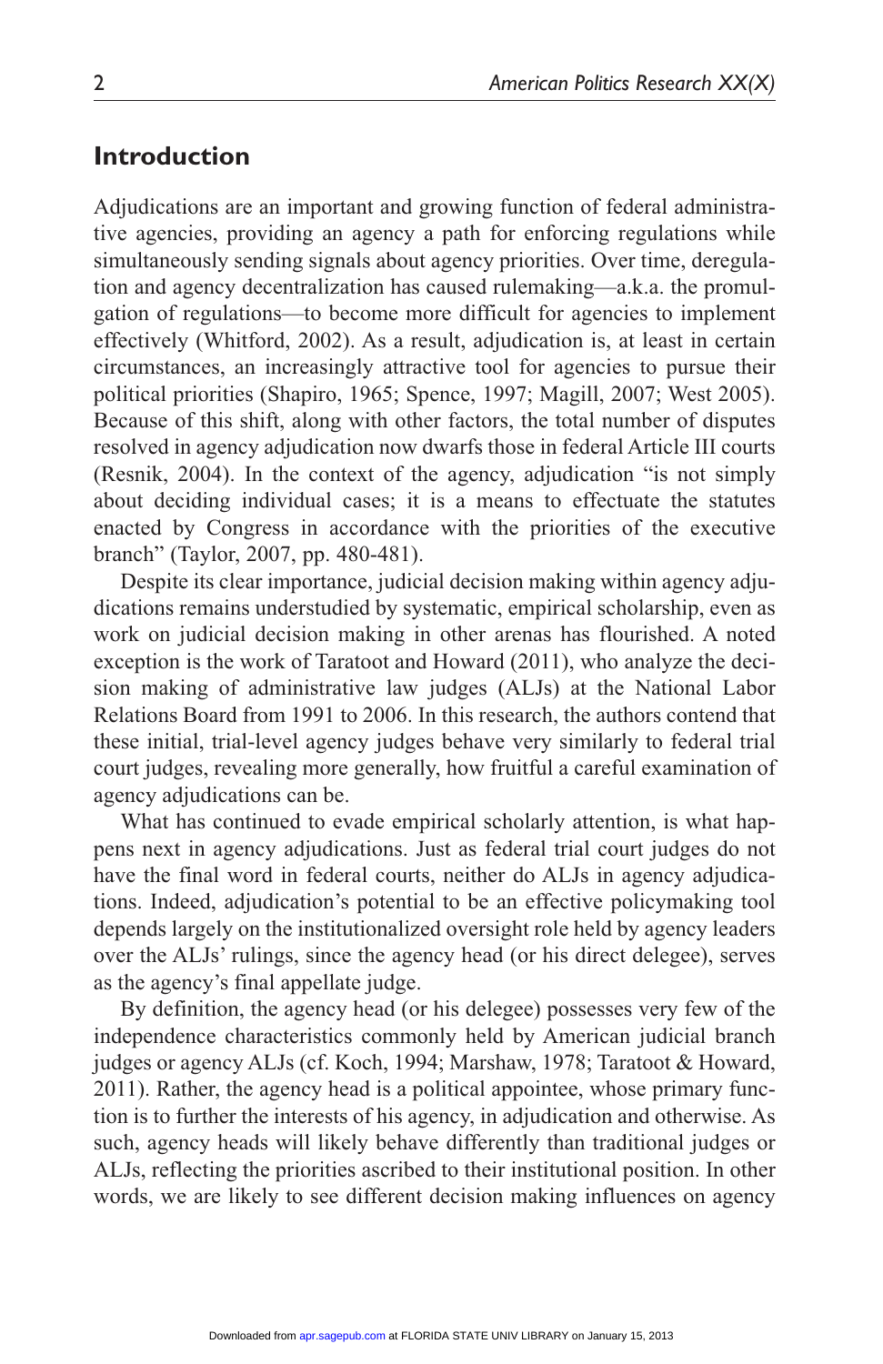## Introduction

Adjudications are an important and growing function of federal administrative agencies, providing an agency a path for enforcing regulations while simultaneously sending signals about agency priorities. Over time, deregulation and agency decentralization has caused rulemaking—a.k.a. the promulgation of regulations—to become more difficult for agencies to implement effectively (Whitford, 2002). As a result, adjudication is, at least in certain circumstances, an increasingly attractive tool for agencies to pursue their political priorities (Shapiro, 1965; Spence, 1997; Magill, 2007; West 2005). Because of this shift, along with other factors, the total number of disputes resolved in agency adjudication now dwarfs those in federal Article III courts (Resnik, 2004). In the context of the agency, adjudication "is not simply about deciding individual cases; it is a means to effectuate the statutes enacted by Congress in accordance with the priorities of the executive branch" (Taylor, 2007, pp. 480-481).

Despite its clear importance, judicial decision making within agency adjudications remains understudied by systematic, empirical scholarship, even as work on judicial decision making in other arenas has flourished. A noted exception is the work of Taratoot and Howard (2011), who analyze the decision making of administrative law judges (ALJs) at the National Labor Relations Board from 1991 to 2006. In this research, the authors contend that these initial, trial-level agency judges behave very similarly to federal trial court judges, revealing more generally, how fruitful a careful examination of agency adjudications can be.

What has continued to evade empirical scholarly attention, is what happens next in agency adjudications. Just as federal trial court judges do not have the final word in federal courts, neither do ALJs in agency adjudications. Indeed, adjudication's potential to be an effective policymaking tool depends largely on the institutionalized oversight role held by agency leaders over the ALJs' rulings, since the agency head (or his direct delegee), serves as the agency's final appellate judge.

By definition, the agency head (or his delegee) possesses very few of the independence characteristics commonly held by American judicial branch judges or agency ALJs (cf. Koch, 1994; Marshaw, 1978; Taratoot & Howard, 2011). Rather, the agency head is a political appointee, whose primary function is to further the interests of his agency, in adjudication and otherwise. As such, agency heads will likely behave differently than traditional judges or ALJs, reflecting the priorities ascribed to their institutional position. In other words, we are likely to see different decision making influences on agency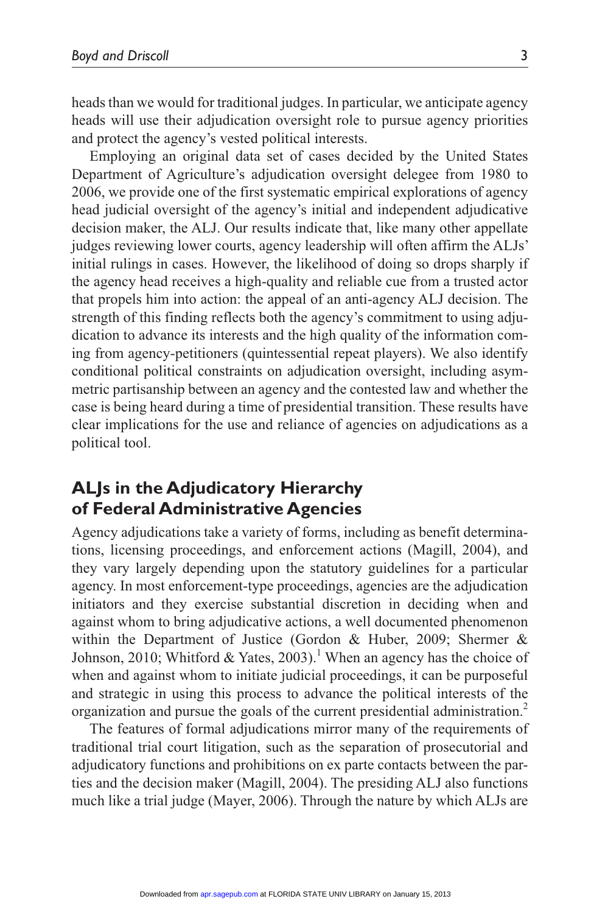heads than we would for traditional judges. In particular, we anticipate agency heads will use their adjudication oversight role to pursue agency priorities and protect the agency's vested political interests.

Employing an original data set of cases decided by the United States Department of Agriculture's adjudication oversight delegee from 1980 to 2006, we provide one of the first systematic empirical explorations of agency head judicial oversight of the agency's initial and independent adjudicative decision maker, the ALJ. Our results indicate that, like many other appellate judges reviewing lower courts, agency leadership will often affirm the ALJs' initial rulings in cases. However, the likelihood of doing so drops sharply if the agency head receives a high-quality and reliable cue from a trusted actor that propels him into action: the appeal of an anti-agency ALJ decision. The strength of this finding reflects both the agency's commitment to using adjudication to advance its interests and the high quality of the information coming from agency-petitioners (quintessential repeat players). We also identify conditional political constraints on adjudication oversight, including asymmetric partisanship between an agency and the contested law and whether the case is being heard during a time of presidential transition. These results have clear implications for the use and reliance of agencies on adjudications as a political tool.

## ALJs in the Adjudicatory Hierarchy of Federal Administrative Agencies

Agency adjudications take a variety of forms, including as benefit determinations, licensing proceedings, and enforcement actions (Magill, 2004), and they vary largely depending upon the statutory guidelines for a particular agency. In most enforcement-type proceedings, agencies are the adjudication initiators and they exercise substantial discretion in deciding when and against whom to bring adjudicative actions, a well documented phenomenon within the Department of Justice (Gordon & Huber, 2009; Shermer & Johnson, 2010; Whitford & Yates, 2003).[1] When an agency has the choice of when and against whom to initiate judicial proceedings, it can be purposeful and strategic in using this process to advance the political interests of the organization and pursue the goals of the current presidential administration.[2]

The features of formal adjudications mirror many of the requirements of traditional trial court litigation, such as the separation of prosecutorial and adjudicatory functions and prohibitions on ex parte contacts between the parties and the decision maker (Magill, 2004). The presiding ALJ also functions much like a trial judge (Mayer, 2006). Through the nature by which ALJs are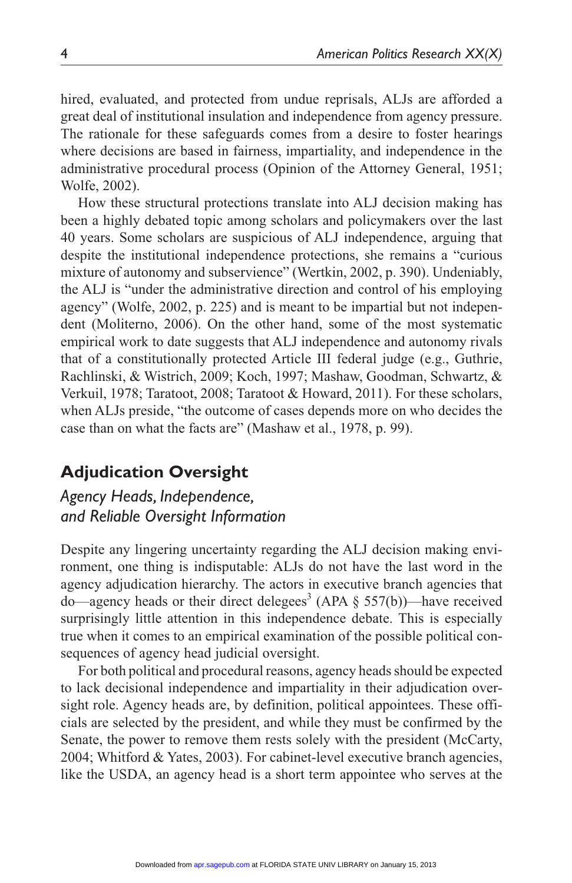hired, evaluated, and protected from undue reprisals, ALJs are afforded a great deal of institutional insulation and independence from agency pressure. The rationale for these safeguards comes from a desire to foster hearings where decisions are based in fairness, impartiality, and independence in the administrative procedural process (Opinion of the Attorney General, 1951; Wolfe, 2002).

How these structural protections translate into ALJ decision making has been a highly debated topic among scholars and policymakers over the last 40 years. Some scholars are suspicious of ALJ independence, arguing that despite the institutional independence protections, she remains a "curious mixture of autonomy and subservience" (Wertkin, 2002, p. 390). Undeniably, the ALJ is "under the administrative direction and control of his employing agency" (Wolfe, 2002, p. 225) and is meant to be impartial but not independent (Moliterno, 2006). On the other hand, some of the most systematic empirical work to date suggests that ALJ independence and autonomy rivals that of a constitutionally protected Article III federal judge (e.g., Guthrie, Rachlinski, & Wistrich, 2009; Koch, 1997; Mashaw, Goodman, Schwartz, & Verkuil, 1978; Taratoot, 2008; Taratoot & Howard, 2011). For these scholars, when ALJs preside, "the outcome of cases depends more on who decides the case than on what the facts are" (Mashaw et al., 1978, p. 99).

## Adjudication Oversight

### *Agency Heads, Independence, and Reliable Oversight Information*

Despite any lingering uncertainty regarding the ALJ decision making environment, one thing is indisputable: ALJs do not have the last word in the agency adjudication hierarchy. The actors in executive branch agencies that do—agency heads or their direct delegees[3] (APA § 557(b))—have received surprisingly little attention in this independence debate. This is especially true when it comes to an empirical examination of the possible political consequences of agency head judicial oversight.

For both political and procedural reasons, agency heads should be expected to lack decisional independence and impartiality in their adjudication oversight role. Agency heads are, by definition, political appointees. These officials are selected by the president, and while they must be confirmed by the Senate, the power to remove them rests solely with the president (McCarty, 2004; Whitford & Yates, 2003). For cabinet-level executive branch agencies, like the USDA, an agency head is a short term appointee who serves at the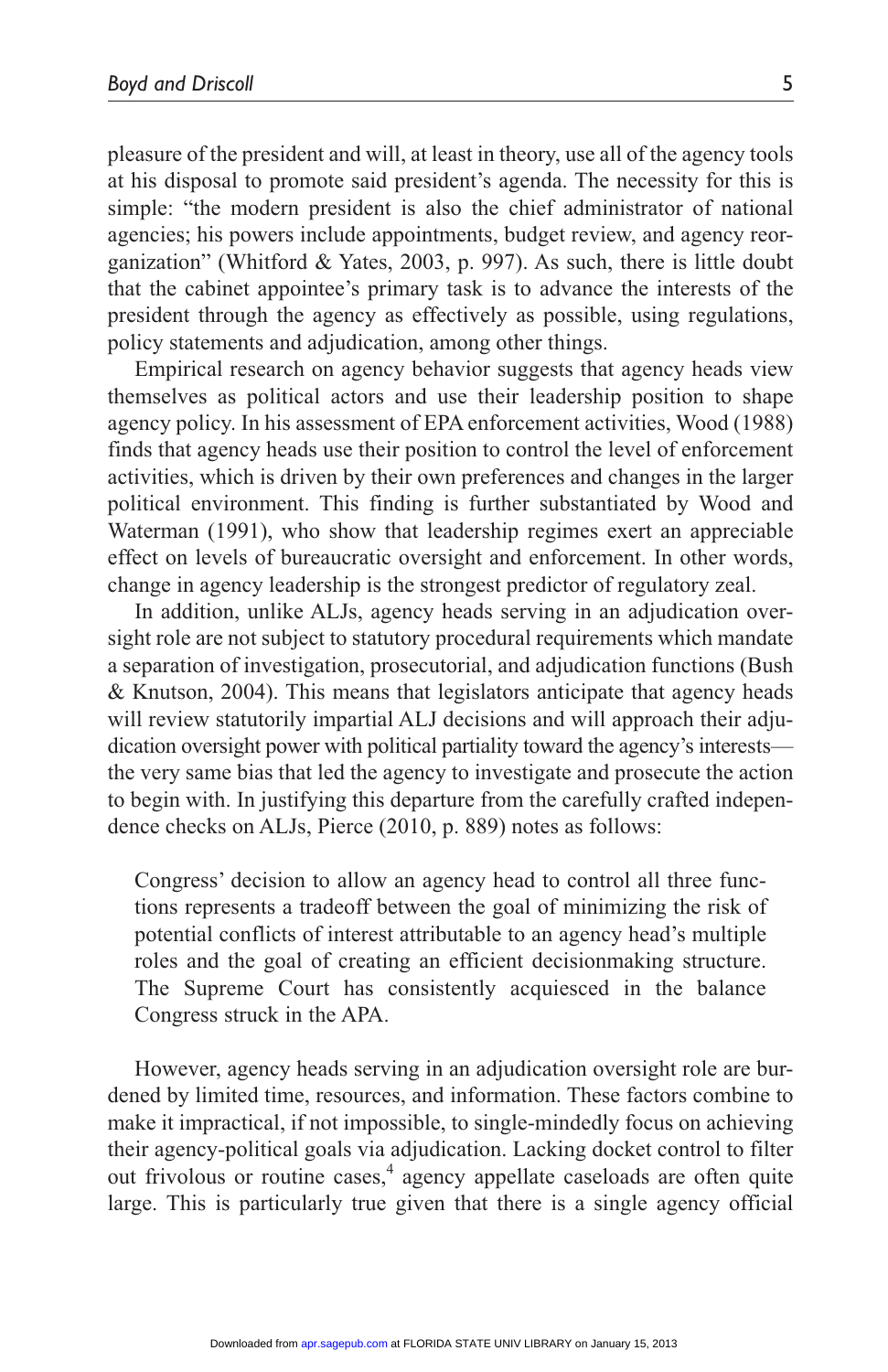pleasure of the president and will, at least in theory, use all of the agency tools at his disposal to promote said president's agenda. The necessity for this is simple: "the modern president is also the chief administrator of national agencies; his powers include appointments, budget review, and agency reorganization" (Whitford & Yates, 2003, p. 997). As such, there is little doubt that the cabinet appointee's primary task is to advance the interests of the president through the agency as effectively as possible, using regulations, policy statements and adjudication, among other things.

Empirical research on agency behavior suggests that agency heads view themselves as political actors and use their leadership position to shape agency policy. In his assessment of EPA enforcement activities, Wood (1988) finds that agency heads use their position to control the level of enforcement activities, which is driven by their own preferences and changes in the larger political environment. This finding is further substantiated by Wood and Waterman (1991), who show that leadership regimes exert an appreciable effect on levels of bureaucratic oversight and enforcement. In other words, change in agency leadership is the strongest predictor of regulatory zeal.

In addition, unlike ALJs, agency heads serving in an adjudication oversight role are not subject to statutory procedural requirements which mandate a separation of investigation, prosecutorial, and adjudication functions (Bush & Knutson, 2004). This means that legislators anticipate that agency heads will review statutorily impartial ALJ decisions and will approach their adjudication oversight power with political partiality toward the agency's interests—the very same bias that led the agency to investigate and prosecute the action to begin with. In justifying this departure from the carefully crafted independence checks on ALJs, Pierce (2010, p. 889) notes as follows:

> Congress' decision to allow an agency head to control all three functions represents a tradeoff between the goal of minimizing the risk of potential conflicts of interest attributable to an agency head's multiple roles and the goal of creating an efficient decisionmaking structure. The Supreme Court has consistently acquiesced in the balance Congress struck in the APA.

However, agency heads serving in an adjudication oversight role are burdened by limited time, resources, and information. These factors combine to make it impractical, if not impossible, to single-mindedly focus on achieving their agency-political goals via adjudication. Lacking docket control to filter out frivolous or routine cases,[4] agency appellate caseloads are often quite large. This is particularly true given that there is a single agency official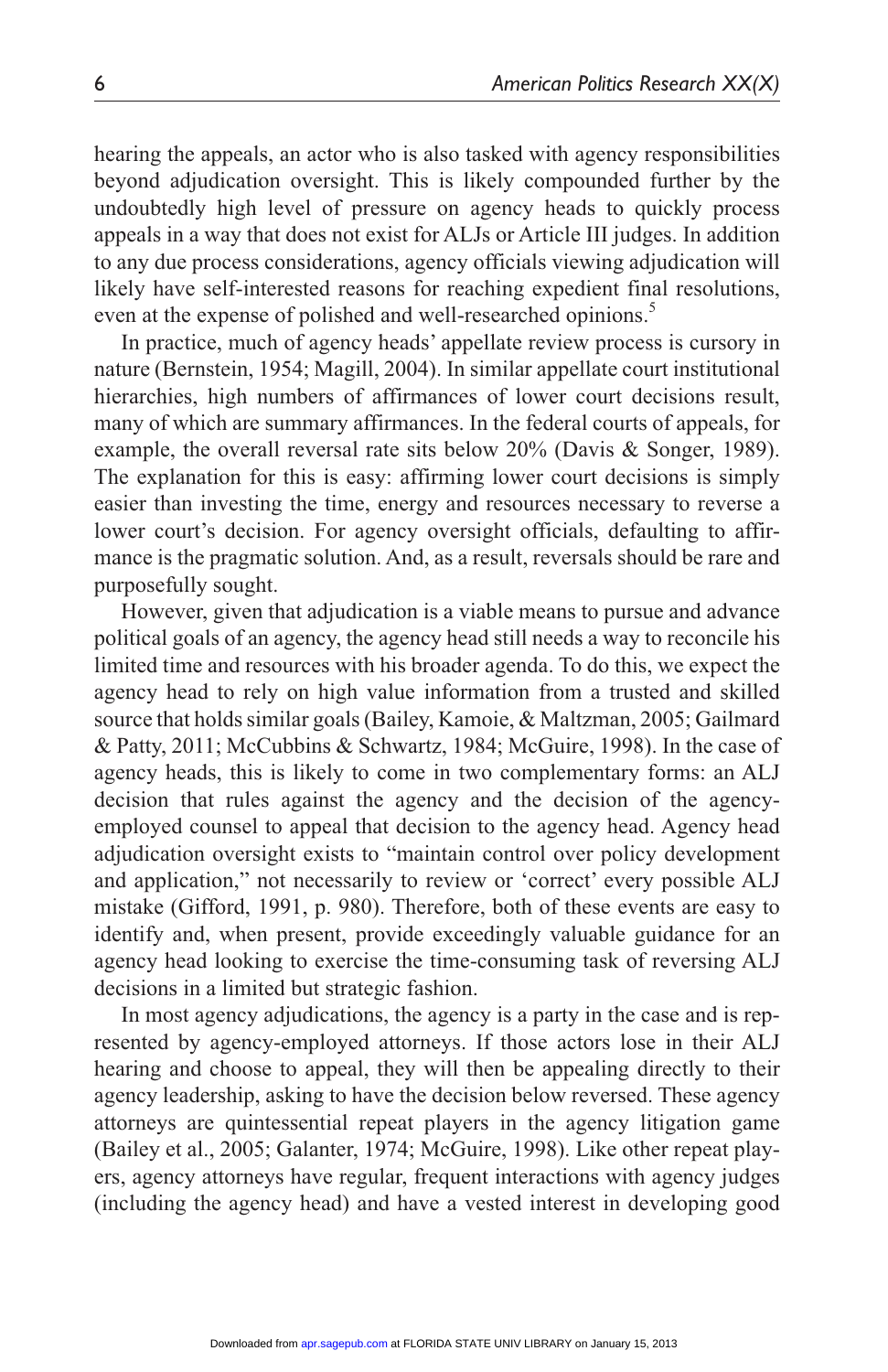hearing the appeals, an actor who is also tasked with agency responsibilities beyond adjudication oversight. This is likely compounded further by the undoubtedly high level of pressure on agency heads to quickly process appeals in a way that does not exist for ALJs or Article III judges. In addition to any due process considerations, agency officials viewing adjudication will likely have self-interested reasons for reaching expedient final resolutions, even at the expense of polished and well-researched opinions.[5]

In practice, much of agency heads' appellate review process is cursory in nature (Bernstein, 1954; Magill, 2004). In similar appellate court institutional hierarchies, high numbers of affirmances of lower court decisions result, many of which are summary affirmances. In the federal courts of appeals, for example, the overall reversal rate sits below 20% (Davis & Songer, 1989). The explanation for this is easy: affirming lower court decisions is simply easier than investing the time, energy and resources necessary to reverse a lower court's decision. For agency oversight officials, defaulting to affirmance is the pragmatic solution. And, as a result, reversals should be rare and purposefully sought.

However, given that adjudication is a viable means to pursue and advance political goals of an agency, the agency head still needs a way to reconcile his limited time and resources with his broader agenda. To do this, we expect the agency head to rely on high value information from a trusted and skilled source that holds similar goals (Bailey, Kamoie, & Maltzman, 2005; Gailmard & Patty, 2011; McCubbins & Schwartz, 1984; McGuire, 1998). In the case of agency heads, this is likely to come in two complementary forms: an ALJ decision that rules against the agency and the decision of the agency-employed counsel to appeal that decision to the agency head. Agency head adjudication oversight exists to "maintain control over policy development and application," not necessarily to review or 'correct' every possible ALJ mistake (Gifford, 1991, p. 980). Therefore, both of these events are easy to identify and, when present, provide exceedingly valuable guidance for an agency head looking to exercise the time-consuming task of reversing ALJ decisions in a limited but strategic fashion.

In most agency adjudications, the agency is a party in the case and is represented by agency-employed attorneys. If those actors lose in their ALJ hearing and choose to appeal, they will then be appealing directly to their agency leadership, asking to have the decision below reversed. These agency attorneys are quintessential repeat players in the agency litigation game (Bailey et al., 2005; Galanter, 1974; McGuire, 1998). Like other repeat players, agency attorneys have regular, frequent interactions with agency judges (including the agency head) and have a vested interest in developing good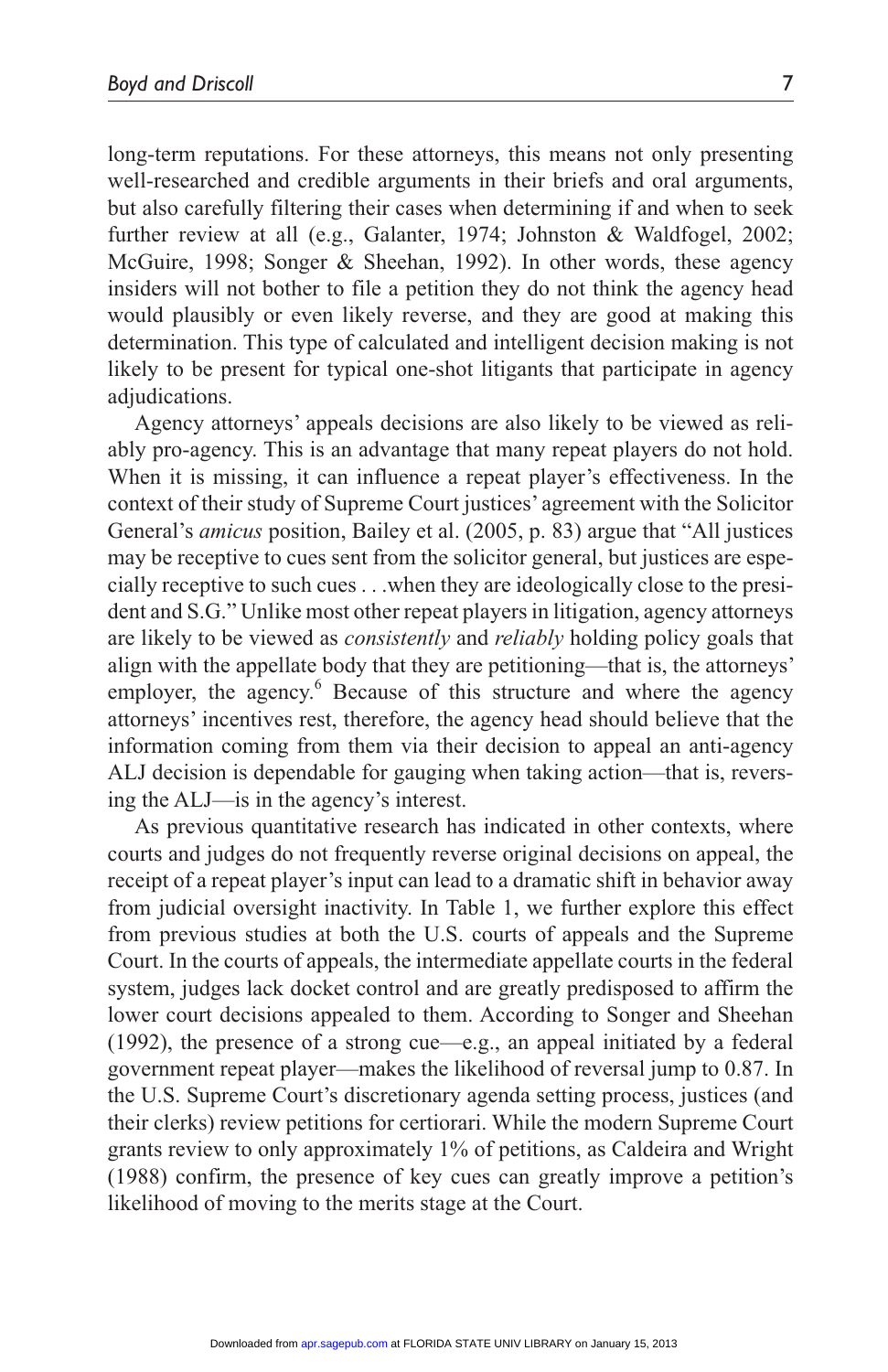long-term reputations. For these attorneys, this means not only presenting well-researched and credible arguments in their briefs and oral arguments, but also carefully filtering their cases when determining if and when to seek further review at all (e.g., Galanter, 1974; Johnston & Waldfogel, 2002; McGuire, 1998; Songer & Sheehan, 1992). In other words, these agency insiders will not bother to file a petition they do not think the agency head would plausibly or even likely reverse, and they are good at making this determination. This type of calculated and intelligent decision making is not likely to be present for typical one-shot litigants that participate in agency adjudications.

Agency attorneys' appeals decisions are also likely to be viewed as reliably pro-agency. This is an advantage that many repeat players do not hold. When it is missing, it can influence a repeat player's effectiveness. In the context of their study of Supreme Court justices' agreement with the Solicitor General's *amicus* position, Bailey et al. (2005, p. 83) argue that "All justices may be receptive to cues sent from the solicitor general, but justices are especially receptive to such cues . . .when they are ideologically close to the president and S.G." Unlike most other repeat players in litigation, agency attorneys are likely to be viewed as *consistently* and *reliably* holding policy goals that align with the appellate body that they are petitioning—that is, the attorneys' employer, the agency.[6] Because of this structure and where the agency attorneys' incentives rest, therefore, the agency head should believe that the information coming from them via their decision to appeal an anti-agency ALJ decision is dependable for gauging when taking action—that is, reversing the ALJ—is in the agency's interest.

As previous quantitative research has indicated in other contexts, where courts and judges do not frequently reverse original decisions on appeal, the receipt of a repeat player's input can lead to a dramatic shift in behavior away from judicial oversight inactivity. In Table 1, we further explore this effect from previous studies at both the U.S. courts of appeals and the Supreme Court. In the courts of appeals, the intermediate appellate courts in the federal system, judges lack docket control and are greatly predisposed to affirm the lower court decisions appealed to them. According to Songer and Sheehan (1992), the presence of a strong cue—e.g., an appeal initiated by a federal government repeat player—makes the likelihood of reversal jump to 0.87. In the U.S. Supreme Court's discretionary agenda setting process, justices (and their clerks) review petitions for certiorari. While the modern Supreme Court grants review to only approximately 1% of petitions, as Caldeira and Wright (1988) confirm, the presence of key cues can greatly improve a petition's likelihood of moving to the merits stage at the Court.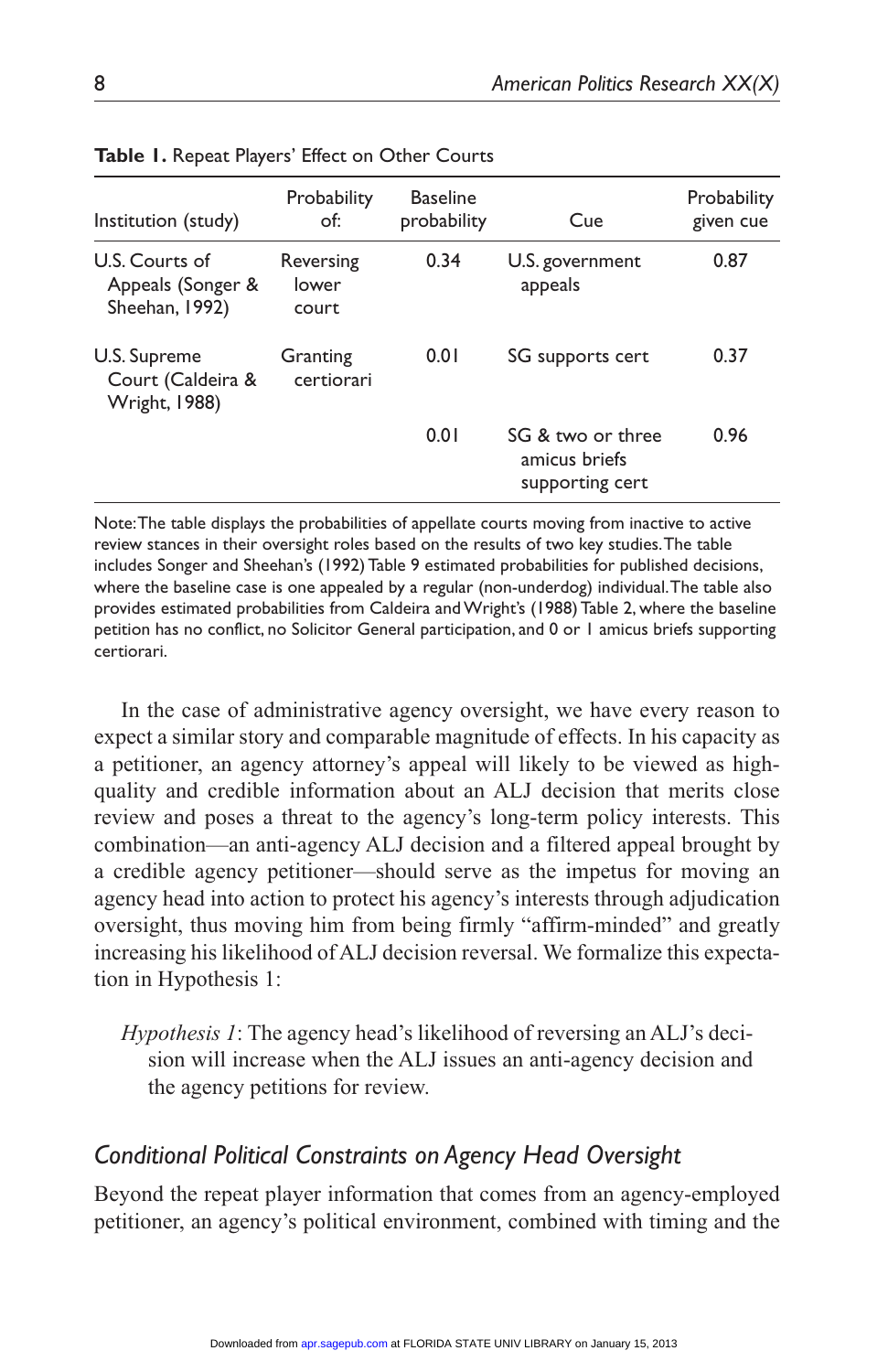**Table 1.** Repeat Players' Effect on Other Courts

| Institution (study) | Probability of: | Baseline probability | Cue | Probability given cue |
|---|---|---|---|---|
| U.S. Courts of Appeals (Songer & Sheehan, 1992) | Reversing lower court | 0.34 | U.S. government appeals | 0.87 |
| U.S. Supreme Court (Caldeira & Wright, 1988) | Granting certiorari | 0.01 | SG supports cert | 0.37 |
| | | 0.01 | SG & two or three amicus briefs supporting cert | 0.96 |

Note: The table displays the probabilities of appellate courts moving from inactive to active review stances in their oversight roles based on the results of two key studies. The table includes Songer and Sheehan's (1992) Table 9 estimated probabilities for published decisions, where the baseline case is one appealed by a regular (non-underdog) individual. The table also provides estimated probabilities from Caldeira and Wright's (1988) Table 2, where the baseline petition has no conflict, no Solicitor General participation, and 0 or 1 amicus briefs supporting certiorari.

In the case of administrative agency oversight, we have every reason to expect a similar story and comparable magnitude of effects. In his capacity as a petitioner, an agency attorney's appeal will likely to be viewed as high-quality and credible information about an ALJ decision that merits close review and poses a threat to the agency's long-term policy interests. This combination—an anti-agency ALJ decision and a filtered appeal brought by a credible agency petitioner—should serve as the impetus for moving an agency head into action to protect his agency's interests through adjudication oversight, thus moving him from being firmly "affirm-minded" and greatly increasing his likelihood of ALJ decision reversal. We formalize this expectation in Hypothesis 1:

> *Hypothesis 1*: The agency head's likelihood of reversing an ALJ's decision will increase when the ALJ issues an anti-agency decision and the agency petitions for review.

## *Conditional Political Constraints on Agency Head Oversight*

Beyond the repeat player information that comes from an agency-employed petitioner, an agency's political environment, combined with timing and the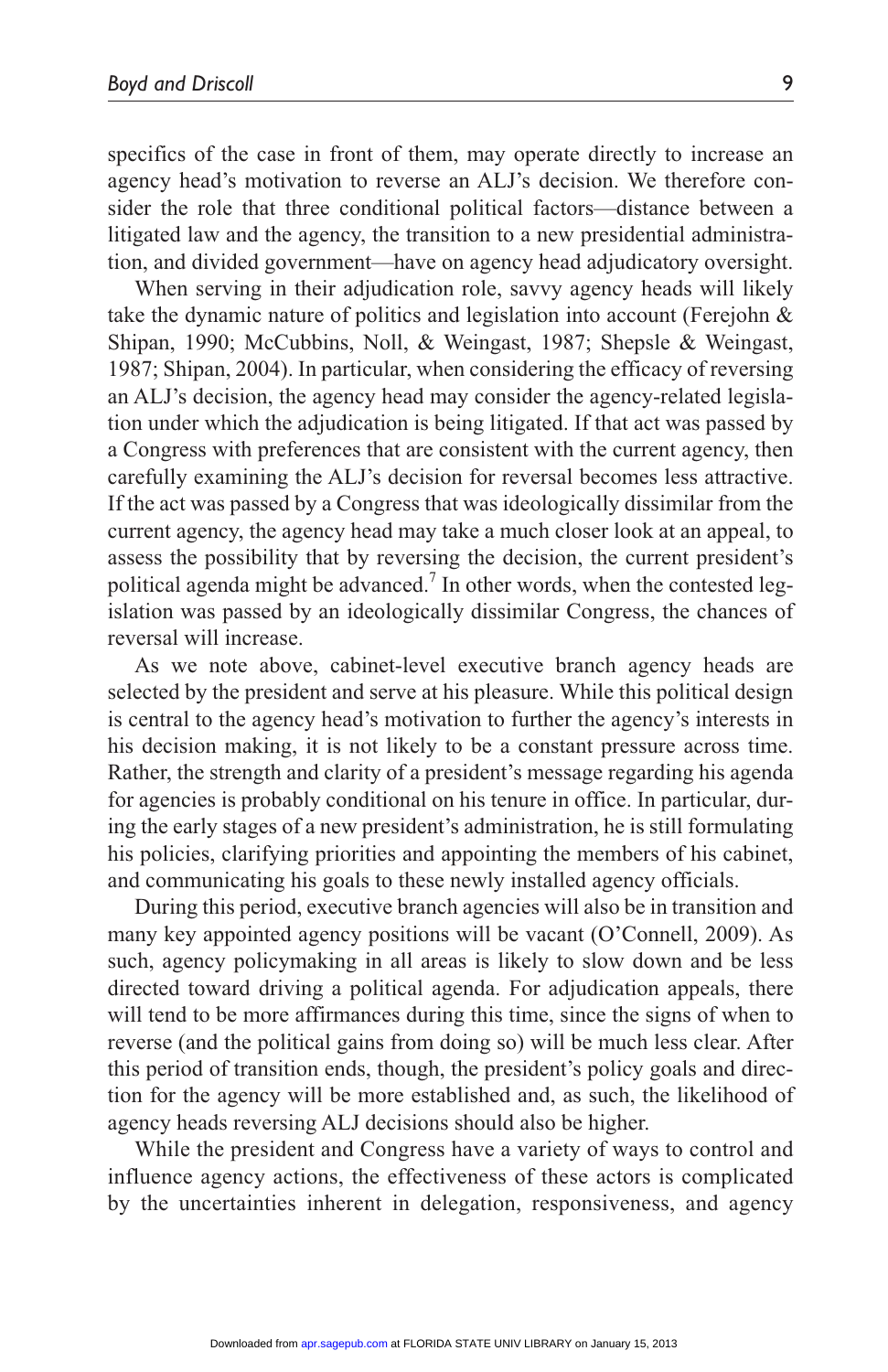specifics of the case in front of them, may operate directly to increase an agency head's motivation to reverse an ALJ's decision. We therefore consider the role that three conditional political factors—distance between a litigated law and the agency, the transition to a new presidential administration, and divided government—have on agency head adjudicatory oversight.

When serving in their adjudication role, savvy agency heads will likely take the dynamic nature of politics and legislation into account (Ferejohn & Shipan, 1990; McCubbins, Noll, & Weingast, 1987; Shepsle & Weingast, 1987; Shipan, 2004). In particular, when considering the efficacy of reversing an ALJ's decision, the agency head may consider the agency-related legislation under which the adjudication is being litigated. If that act was passed by a Congress with preferences that are consistent with the current agency, then carefully examining the ALJ's decision for reversal becomes less attractive. If the act was passed by a Congress that was ideologically dissimilar from the current agency, the agency head may take a much closer look at an appeal, to assess the possibility that by reversing the decision, the current president's political agenda might be advanced.[7] In other words, when the contested legislation was passed by an ideologically dissimilar Congress, the chances of reversal will increase.

As we note above, cabinet-level executive branch agency heads are selected by the president and serve at his pleasure. While this political design is central to the agency head's motivation to further the agency's interests in his decision making, it is not likely to be a constant pressure across time. Rather, the strength and clarity of a president's message regarding his agenda for agencies is probably conditional on his tenure in office. In particular, during the early stages of a new president's administration, he is still formulating his policies, clarifying priorities and appointing the members of his cabinet, and communicating his goals to these newly installed agency officials.

During this period, executive branch agencies will also be in transition and many key appointed agency positions will be vacant (O'Connell, 2009). As such, agency policymaking in all areas is likely to slow down and be less directed toward driving a political agenda. For adjudication appeals, there will tend to be more affirmances during this time, since the signs of when to reverse (and the political gains from doing so) will be much less clear. After this period of transition ends, though, the president's policy goals and direction for the agency will be more established and, as such, the likelihood of agency heads reversing ALJ decisions should also be higher.

While the president and Congress have a variety of ways to control and influence agency actions, the effectiveness of these actors is complicated by the uncertainties inherent in delegation, responsiveness, and agency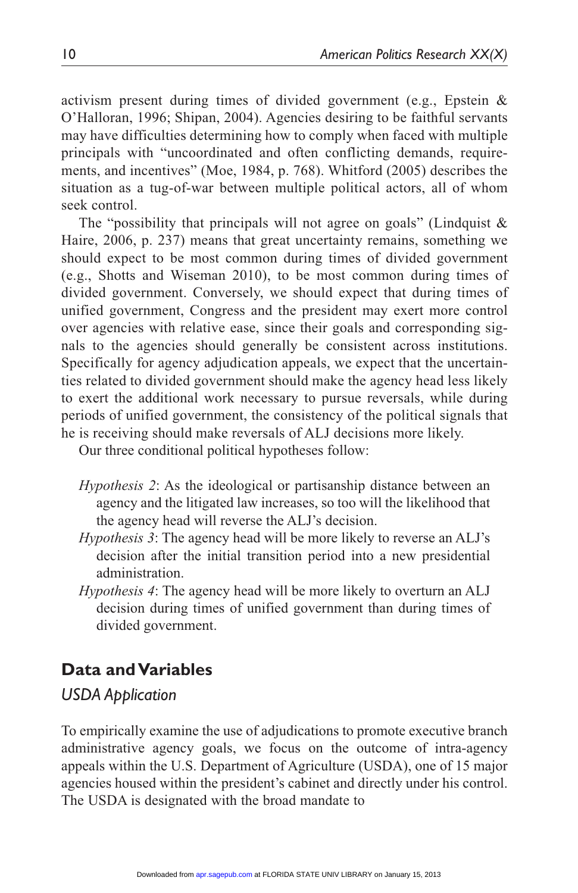activism present during times of divided government (e.g., Epstein & O'Halloran, 1996; Shipan, 2004). Agencies desiring to be faithful servants may have difficulties determining how to comply when faced with multiple principals with "uncoordinated and often conflicting demands, requirements, and incentives" (Moe, 1984, p. 768). Whitford (2005) describes the situation as a tug-of-war between multiple political actors, all of whom seek control.

The "possibility that principals will not agree on goals" (Lindquist & Haire, 2006, p. 237) means that great uncertainty remains, something we should expect to be most common during times of divided government (e.g., Shotts and Wiseman 2010), to be most common during times of divided government. Conversely, we should expect that during times of unified government, Congress and the president may exert more control over agencies with relative ease, since their goals and corresponding signals to the agencies should generally be consistent across institutions. Specifically for agency adjudication appeals, we expect that the uncertainties related to divided government should make the agency head less likely to exert the additional work necessary to pursue reversals, while during periods of unified government, the consistency of the political signals that he is receiving should make reversals of ALJ decisions more likely.

Our three conditional political hypotheses follow:

*Hypothesis 2*: As the ideological or partisanship distance between an agency and the litigated law increases, so too will the likelihood that the agency head will reverse the ALJ's decision.

*Hypothesis 3*: The agency head will be more likely to reverse an ALJ's decision after the initial transition period into a new presidential administration.

*Hypothesis 4*: The agency head will be more likely to overturn an ALJ decision during times of unified government than during times of divided government.

## Data and Variables

### *USDA Application*

To empirically examine the use of adjudications to promote executive branch administrative agency goals, we focus on the outcome of intra-agency appeals within the U.S. Department of Agriculture (USDA), one of 15 major agencies housed within the president's cabinet and directly under his control. The USDA is designated with the broad mandate to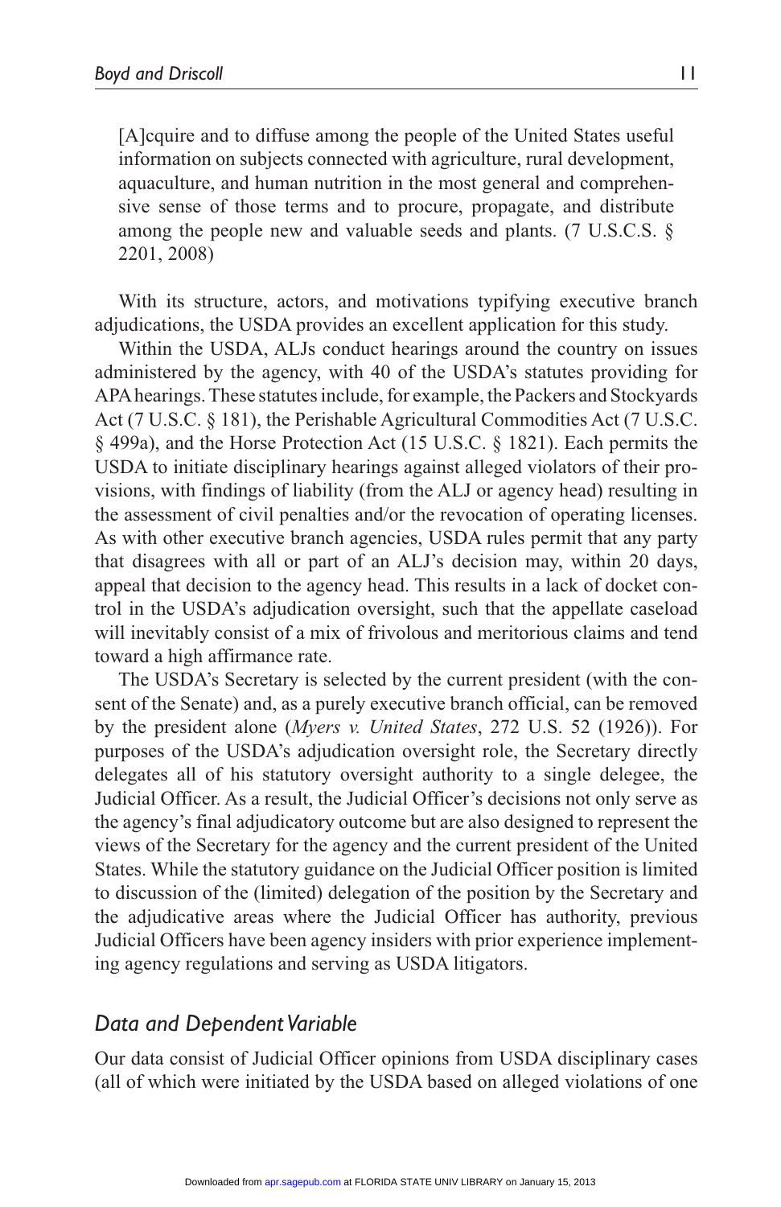> [A]cquire and to diffuse among the people of the United States useful information on subjects connected with agriculture, rural development, aquaculture, and human nutrition in the most general and comprehensive sense of those terms and to procure, propagate, and distribute among the people new and valuable seeds and plants. (7 U.S.C.S. § 2201, 2008)

With its structure, actors, and motivations typifying executive branch adjudications, the USDA provides an excellent application for this study.

Within the USDA, ALJs conduct hearings around the country on issues administered by the agency, with 40 of the USDA's statutes providing for APA hearings. These statutes include, for example, the Packers and Stockyards Act (7 U.S.C. § 181), the Perishable Agricultural Commodities Act (7 U.S.C. § 499a), and the Horse Protection Act (15 U.S.C. § 1821). Each permits the USDA to initiate disciplinary hearings against alleged violators of their provisions, with findings of liability (from the ALJ or agency head) resulting in the assessment of civil penalties and/or the revocation of operating licenses. As with other executive branch agencies, USDA rules permit that any party that disagrees with all or part of an ALJ's decision may, within 20 days, appeal that decision to the agency head. This results in a lack of docket control in the USDA's adjudication oversight, such that the appellate caseload will inevitably consist of a mix of frivolous and meritorious claims and tend toward a high affirmance rate.

The USDA's Secretary is selected by the current president (with the consent of the Senate) and, as a purely executive branch official, can be removed by the president alone (*Myers v. United States*, 272 U.S. 52 (1926)). For purposes of the USDA's adjudication oversight role, the Secretary directly delegates all of his statutory oversight authority to a single delegee, the Judicial Officer. As a result, the Judicial Officer's decisions not only serve as the agency's final adjudicatory outcome but are also designed to represent the views of the Secretary for the agency and the current president of the United States. While the statutory guidance on the Judicial Officer position is limited to discussion of the (limited) delegation of the position by the Secretary and the adjudicative areas where the Judicial Officer has authority, previous Judicial Officers have been agency insiders with prior experience implementing agency regulations and serving as USDA litigators.

### *Data and Dependent Variable*

Our data consist of Judicial Officer opinions from USDA disciplinary cases (all of which were initiated by the USDA based on alleged violations of one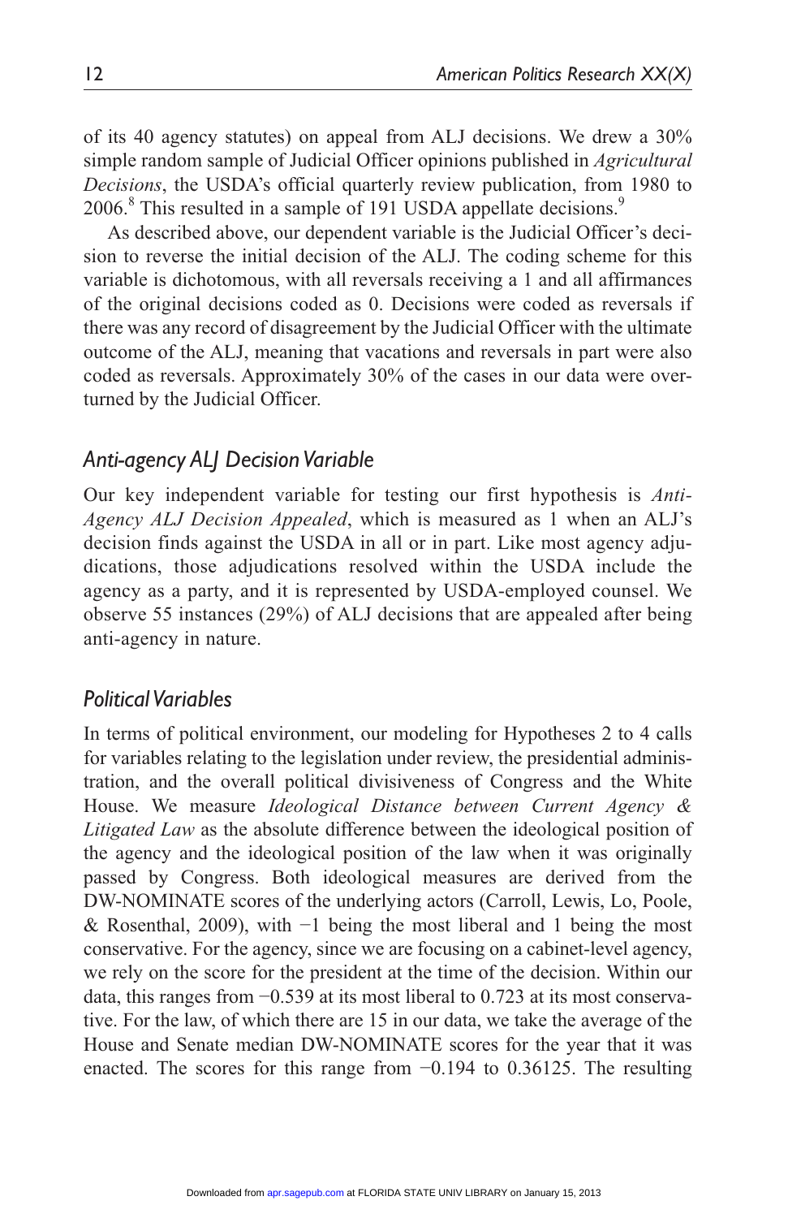of its 40 agency statutes) on appeal from ALJ decisions. We drew a 30% simple random sample of Judicial Officer opinions published in *Agricultural Decisions*, the USDA's official quarterly review publication, from 1980 to 2006.[8] This resulted in a sample of 191 USDA appellate decisions.[9]

As described above, our dependent variable is the Judicial Officer's decision to reverse the initial decision of the ALJ. The coding scheme for this variable is dichotomous, with all reversals receiving a 1 and all affirmances of the original decisions coded as 0. Decisions were coded as reversals if there was any record of disagreement by the Judicial Officer with the ultimate outcome of the ALJ, meaning that vacations and reversals in part were also coded as reversals. Approximately 30% of the cases in our data were overturned by the Judicial Officer.

## *Anti-agency ALJ Decision Variable*

Our key independent variable for testing our first hypothesis is *Anti-Agency ALJ Decision Appealed*, which is measured as 1 when an ALJ's decision finds against the USDA in all or in part. Like most agency adjudications, those adjudications resolved within the USDA include the agency as a party, and it is represented by USDA-employed counsel. We observe 55 instances (29%) of ALJ decisions that are appealed after being anti-agency in nature.

## *Political Variables*

In terms of political environment, our modeling for Hypotheses 2 to 4 calls for variables relating to the legislation under review, the presidential administration, and the overall political divisiveness of Congress and the White House. We measure *Ideological Distance between Current Agency & Litigated Law* as the absolute difference between the ideological position of the agency and the ideological position of the law when it was originally passed by Congress. Both ideological measures are derived from the DW-NOMINATE scores of the underlying actors (Carroll, Lewis, Lo, Poole, & Rosenthal, 2009), with −1 being the most liberal and 1 being the most conservative. For the agency, since we are focusing on a cabinet-level agency, we rely on the score for the president at the time of the decision. Within our data, this ranges from −0.539 at its most liberal to 0.723 at its most conservative. For the law, of which there are 15 in our data, we take the average of the House and Senate median DW-NOMINATE scores for the year that it was enacted. The scores for this range from −0.194 to 0.36125. The resulting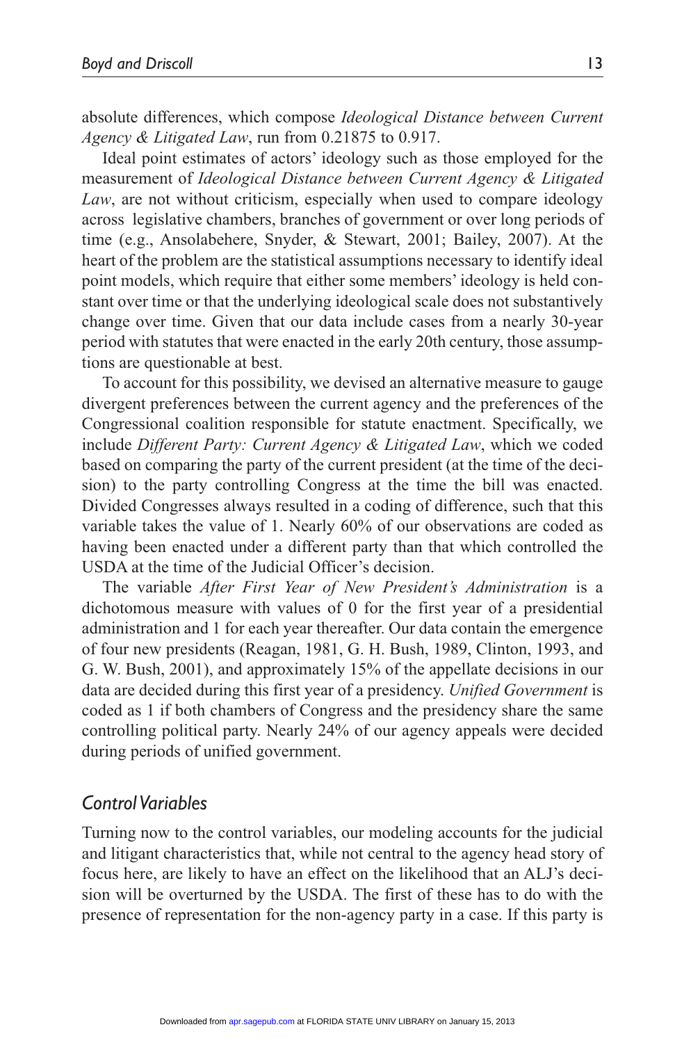absolute differences, which compose *Ideological Distance between Current Agency & Litigated Law*, run from 0.21875 to 0.917.

Ideal point estimates of actors' ideology such as those employed for the measurement of *Ideological Distance between Current Agency & Litigated Law*, are not without criticism, especially when used to compare ideology across legislative chambers, branches of government or over long periods of time (e.g., Ansolabehere, Snyder, & Stewart, 2001; Bailey, 2007). At the heart of the problem are the statistical assumptions necessary to identify ideal point models, which require that either some members' ideology is held constant over time or that the underlying ideological scale does not substantively change over time. Given that our data include cases from a nearly 30-year period with statutes that were enacted in the early 20th century, those assumptions are questionable at best.

To account for this possibility, we devised an alternative measure to gauge divergent preferences between the current agency and the preferences of the Congressional coalition responsible for statute enactment. Specifically, we include *Different Party: Current Agency & Litigated Law*, which we coded based on comparing the party of the current president (at the time of the decision) to the party controlling Congress at the time the bill was enacted. Divided Congresses always resulted in a coding of difference, such that this variable takes the value of 1. Nearly 60% of our observations are coded as having been enacted under a different party than that which controlled the USDA at the time of the Judicial Officer's decision.

The variable *After First Year of New President's Administration* is a dichotomous measure with values of 0 for the first year of a presidential administration and 1 for each year thereafter. Our data contain the emergence of four new presidents (Reagan, 1981, G. H. Bush, 1989, Clinton, 1993, and G. W. Bush, 2001), and approximately 15% of the appellate decisions in our data are decided during this first year of a presidency. *Unified Government* is coded as 1 if both chambers of Congress and the presidency share the same controlling political party. Nearly 24% of our agency appeals were decided during periods of unified government.

## Control Variables

Turning now to the control variables, our modeling accounts for the judicial and litigant characteristics that, while not central to the agency head story of focus here, are likely to have an effect on the likelihood that an ALJ's decision will be overturned by the USDA. The first of these has to do with the presence of representation for the non-agency party in a case. If this party is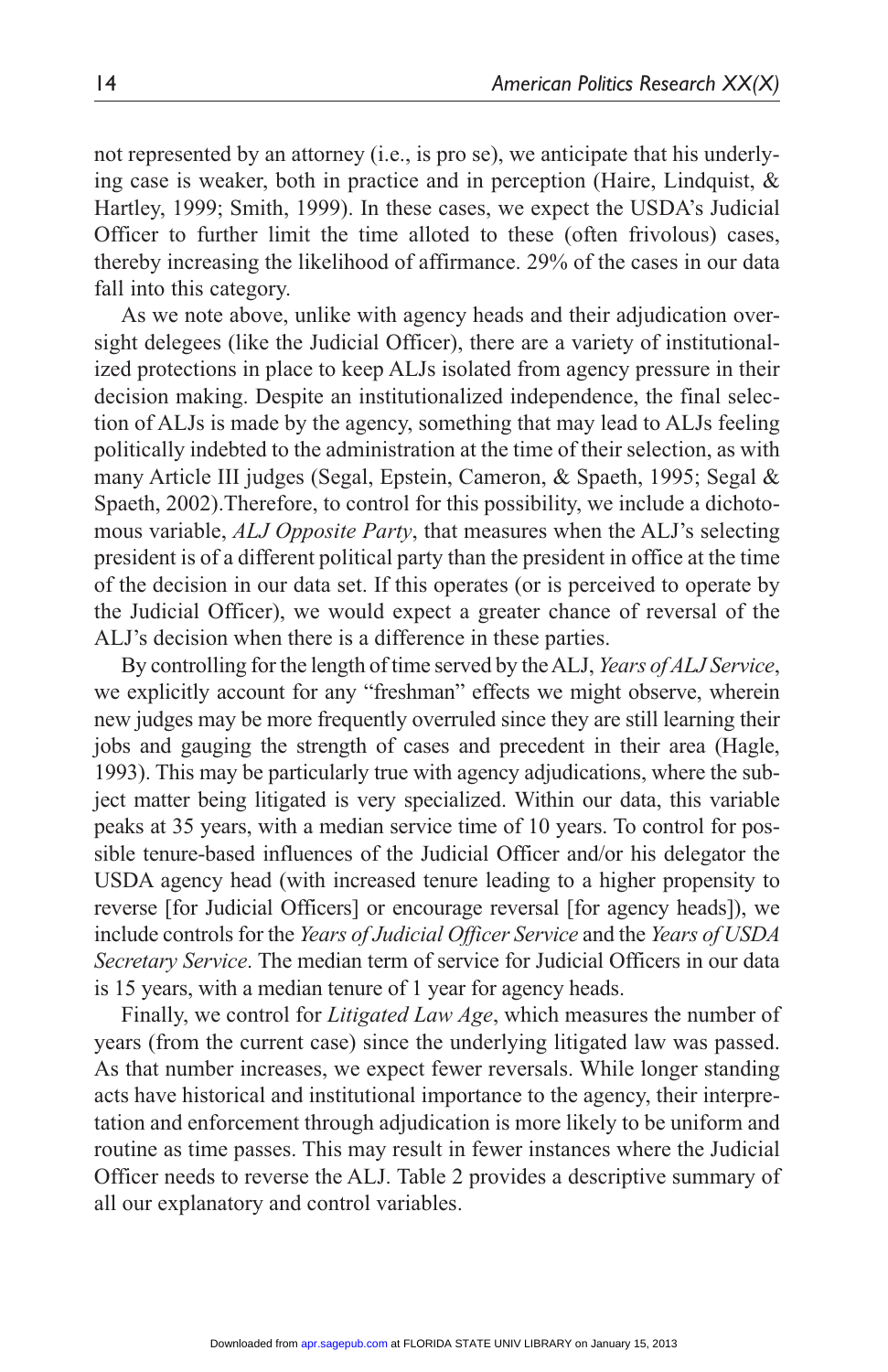not represented by an attorney (i.e., is pro se), we anticipate that his underlying case is weaker, both in practice and in perception (Haire, Lindquist, & Hartley, 1999; Smith, 1999). In these cases, we expect the USDA's Judicial Officer to further limit the time alloted to these (often frivolous) cases, thereby increasing the likelihood of affirmance. 29% of the cases in our data fall into this category.

As we note above, unlike with agency heads and their adjudication oversight delegees (like the Judicial Officer), there are a variety of institutionalized protections in place to keep ALJs isolated from agency pressure in their decision making. Despite an institutionalized independence, the final selection of ALJs is made by the agency, something that may lead to ALJs feeling politically indebted to the administration at the time of their selection, as with many Article III judges (Segal, Epstein, Cameron, & Spaeth, 1995; Segal & Spaeth, 2002).Therefore, to control for this possibility, we include a dichotomous variable, *ALJ Opposite Party*, that measures when the ALJ's selecting president is of a different political party than the president in office at the time of the decision in our data set. If this operates (or is perceived to operate by the Judicial Officer), we would expect a greater chance of reversal of the ALJ's decision when there is a difference in these parties.

By controlling for the length of time served by the ALJ, *Years of ALJ Service*, we explicitly account for any "freshman" effects we might observe, wherein new judges may be more frequently overruled since they are still learning their jobs and gauging the strength of cases and precedent in their area (Hagle, 1993). This may be particularly true with agency adjudications, where the subject matter being litigated is very specialized. Within our data, this variable peaks at 35 years, with a median service time of 10 years. To control for possible tenure-based influences of the Judicial Officer and/or his delegator the USDA agency head (with increased tenure leading to a higher propensity to reverse [for Judicial Officers] or encourage reversal [for agency heads]), we include controls for the *Years of Judicial Officer Service* and the *Years of USDA Secretary Service*. The median term of service for Judicial Officers in our data is 15 years, with a median tenure of 1 year for agency heads.

Finally, we control for *Litigated Law Age*, which measures the number of years (from the current case) since the underlying litigated law was passed. As that number increases, we expect fewer reversals. While longer standing acts have historical and institutional importance to the agency, their interpretation and enforcement through adjudication is more likely to be uniform and routine as time passes. This may result in fewer instances where the Judicial Officer needs to reverse the ALJ. Table 2 provides a descriptive summary of all our explanatory and control variables.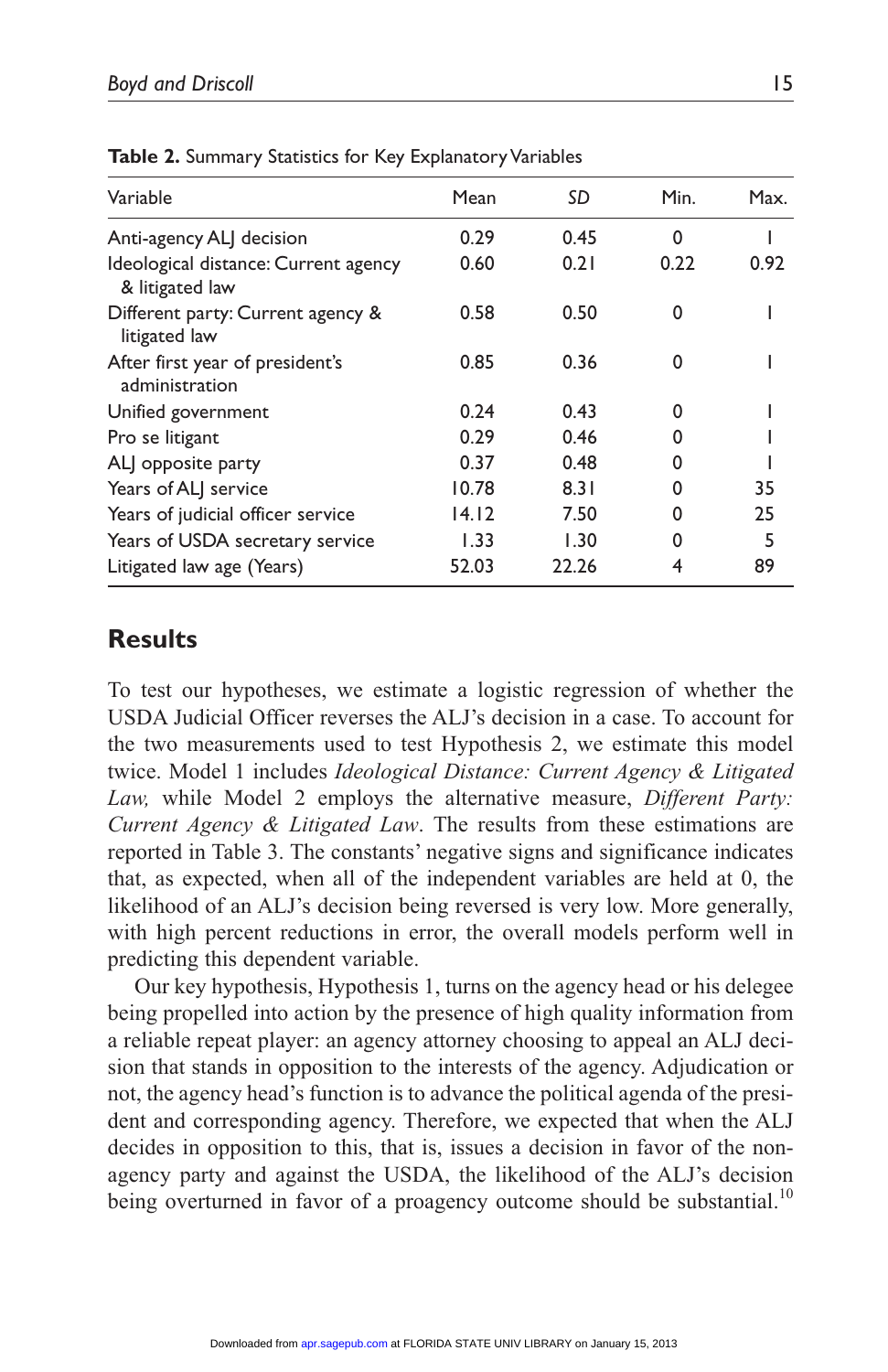**Table 2.** Summary Statistics for Key Explanatory Variables

| Variable | Mean | *SD* | Min. | Max. |
|---|---|---|---|---|
| Anti-agency ALJ decision | 0.29 | 0.45 | 0 | 1 |
| Ideological distance: Current agency & litigated law | 0.60 | 0.21 | 0.22 | 0.92 |
| Different party: Current agency & litigated law | 0.58 | 0.50 | 0 | 1 |
| After first year of president's administration | 0.85 | 0.36 | 0 | 1 |
| Unified government | 0.24 | 0.43 | 0 | 1 |
| Pro se litigant | 0.29 | 0.46 | 0 | 1 |
| ALJ opposite party | 0.37 | 0.48 | 0 | 1 |
| Years of ALJ service | 10.78 | 8.31 | 0 | 35 |
| Years of judicial officer service | 14.12 | 7.50 | 0 | 25 |
| Years of USDA secretary service | 1.33 | 1.30 | 0 | 5 |
| Litigated law age (Years) | 52.03 | 22.26 | 4 | 89 |

## Results

To test our hypotheses, we estimate a logistic regression of whether the USDA Judicial Officer reverses the ALJ's decision in a case. To account for the two measurements used to test Hypothesis 2, we estimate this model twice. Model 1 includes *Ideological Distance: Current Agency & Litigated Law,* while Model 2 employs the alternative measure, *Different Party: Current Agency & Litigated Law*. The results from these estimations are reported in Table 3. The constants' negative signs and significance indicates that, as expected, when all of the independent variables are held at 0, the likelihood of an ALJ's decision being reversed is very low. More generally, with high percent reductions in error, the overall models perform well in predicting this dependent variable.

Our key hypothesis, Hypothesis 1, turns on the agency head or his delegee being propelled into action by the presence of high quality information from a reliable repeat player: an agency attorney choosing to appeal an ALJ decision that stands in opposition to the interests of the agency. Adjudication or not, the agency head's function is to advance the political agenda of the president and corresponding agency. Therefore, we expected that when the ALJ decides in opposition to this, that is, issues a decision in favor of the non-agency party and against the USDA, the likelihood of the ALJ's decision being overturned in favor of a proagency outcome should be substantial.[10]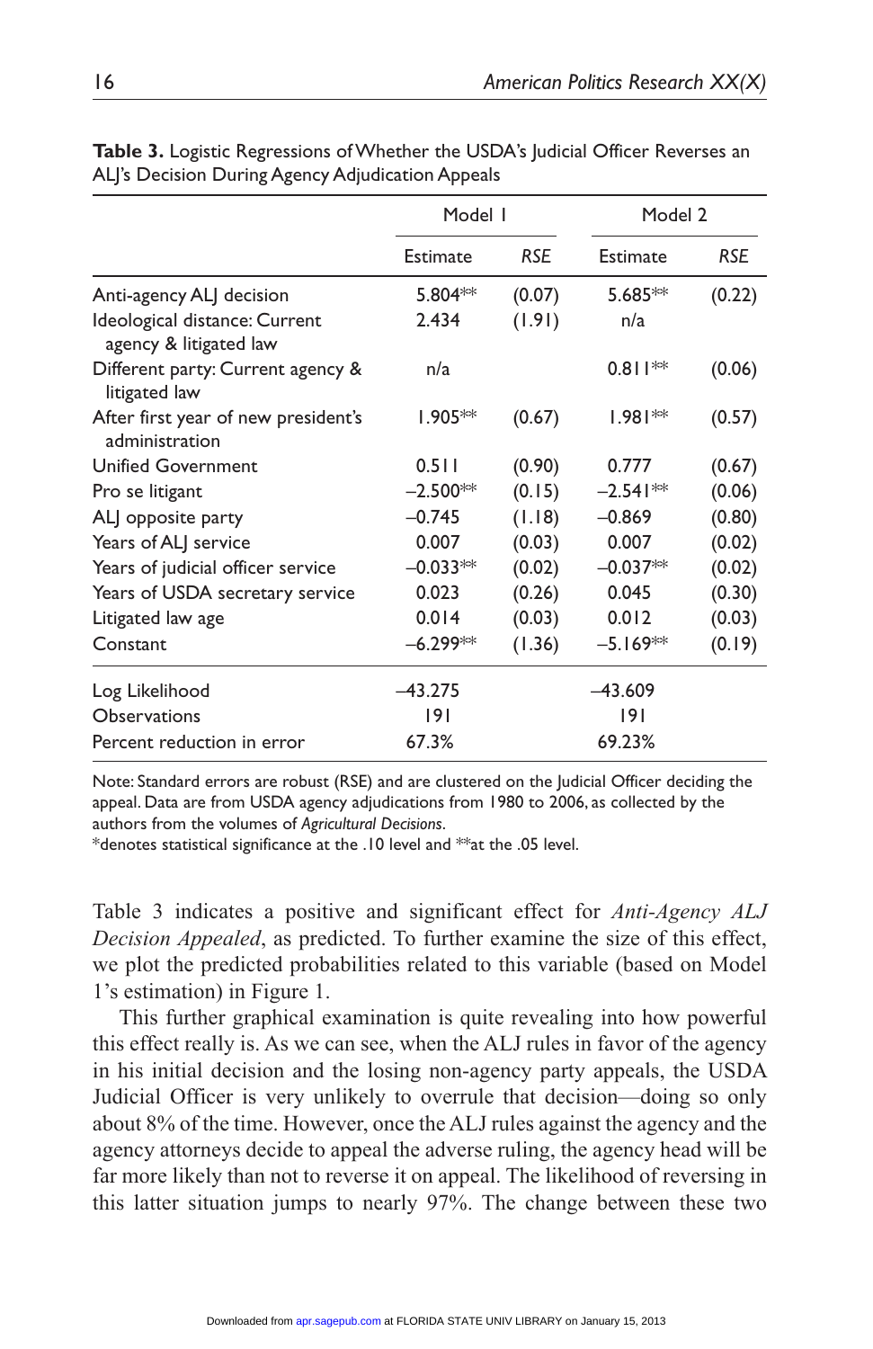**Table 3.** Logistic Regressions of Whether the USDA's Judicial Officer Reverses an ALJ's Decision During Agency Adjudication Appeals

| | Model 1 | | Model 2 | |
|---|---|---|---|---|
| | Estimate | *RSE* | Estimate | *RSE* |
| Anti-agency ALJ decision | 5.804** | (0.07) | 5.685** | (0.22) |
| Ideological distance: Current agency & litigated law | 2.434 | (1.91) | n/a | |
| Different party: Current agency & litigated law | n/a | | 0.811** | (0.06) |
| After first year of new president's administration | 1.905** | (0.67) | 1.981** | (0.57) |
| Unified Government | 0.511 | (0.90) | 0.777 | (0.67) |
| Pro se litigant | −2.500** | (0.15) | −2.541** | (0.06) |
| ALJ opposite party | −0.745 | (1.18) | −0.869 | (0.80) |
| Years of ALJ service | 0.007 | (0.03) | 0.007 | (0.02) |
| Years of judicial officer service | −0.033** | (0.02) | −0.037** | (0.02) |
| Years of USDA secretary service | 0.023 | (0.26) | 0.045 | (0.30) |
| Litigated law age | 0.014 | (0.03) | 0.012 | (0.03) |
| Constant | −6.299** | (1.36) | −5.169** | (0.19) |
| Log Likelihood | −43.275 | | −43.609 | |
| Observations | 191 | | 191 | |
| Percent reduction in error | 67.3% | | 69.23% | |

Note: Standard errors are robust (RSE) and are clustered on the Judicial Officer deciding the appeal. Data are from USDA agency adjudications from 1980 to 2006, as collected by the authors from the volumes of *Agricultural Decisions*.
*denotes statistical significance at the .10 level and **at the .05 level.

Table 3 indicates a positive and significant effect for *Anti-Agency ALJ Decision Appealed*, as predicted. To further examine the size of this effect, we plot the predicted probabilities related to this variable (based on Model 1's estimation) in Figure 1.

This further graphical examination is quite revealing into how powerful this effect really is. As we can see, when the ALJ rules in favor of the agency in his initial decision and the losing non-agency party appeals, the USDA Judicial Officer is very unlikely to overrule that decision—doing so only about 8% of the time. However, once the ALJ rules against the agency and the agency attorneys decide to appeal the adverse ruling, the agency head will be far more likely than not to reverse it on appeal. The likelihood of reversing in this latter situation jumps to nearly 97%. The change between these two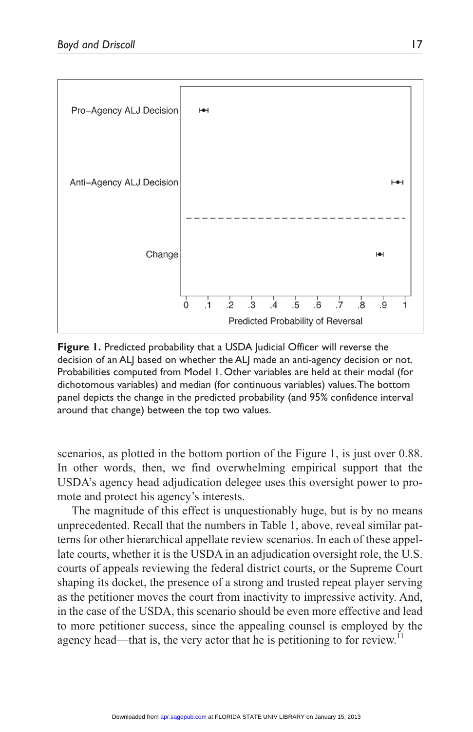**Figure 1.** Predicted probability that a USDA Judicial Officer will reverse the decision of an ALJ based on whether the ALJ made an anti-agency decision or not. Probabilities computed from Model 1. Other variables are held at their modal (for dichotomous variables) and median (for continuous variables) values. The bottom panel depicts the change in the predicted probability (and 95% confidence interval around that change) between the top two values.

scenarios, as plotted in the bottom portion of the Figure 1, is just over 0.88. In other words, then, we find overwhelming empirical support that the USDA's agency head adjudication delegee uses this oversight power to promote and protect his agency's interests.

The magnitude of this effect is unquestionably huge, but is by no means unprecedented. Recall that the numbers in Table 1, above, reveal similar patterns for other hierarchical appellate review scenarios. In each of these appellate courts, whether it is the USDA in an adjudication oversight role, the U.S. courts of appeals reviewing the federal district courts, or the Supreme Court shaping its docket, the presence of a strong and trusted repeat player serving as the petitioner moves the court from inactivity to impressive activity. And, in the case of the USDA, this scenario should be even more effective and lead to more petitioner success, since the appealing counsel is employed by the agency head—that is, the very actor that he is petitioning to for review.[11]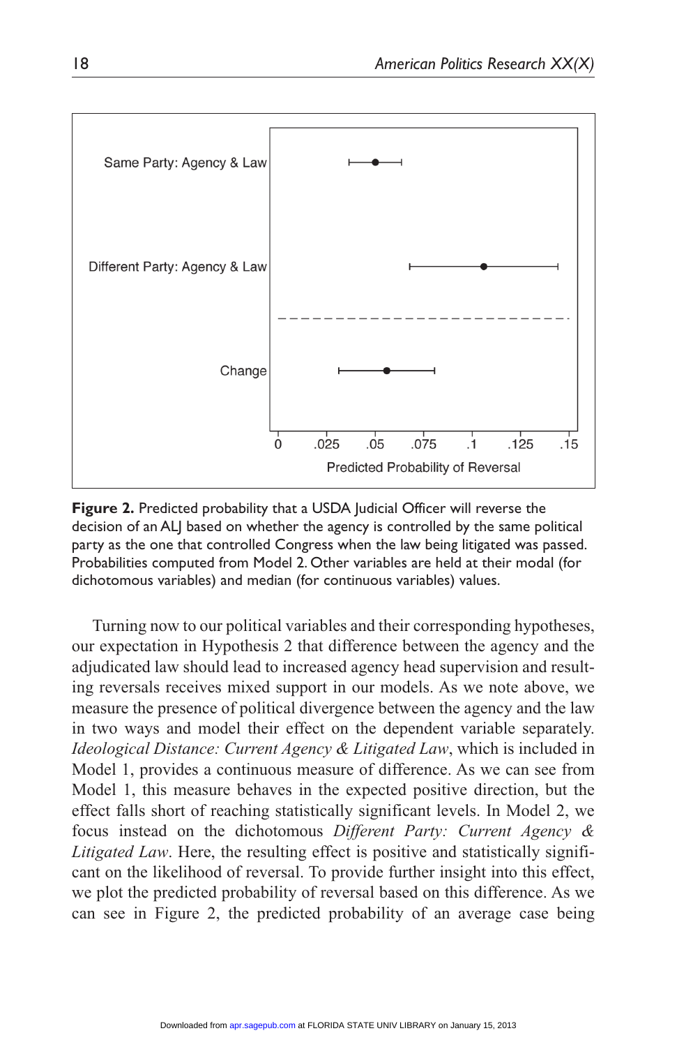**Figure 2.** Predicted probability that a USDA Judicial Officer will reverse the decision of an ALJ based on whether the agency is controlled by the same political party as the one that controlled Congress when the law being litigated was passed. Probabilities computed from Model 2. Other variables are held at their modal (for dichotomous variables) and median (for continuous variables) values.

Turning now to our political variables and their corresponding hypotheses, our expectation in Hypothesis 2 that difference between the agency and the adjudicated law should lead to increased agency head supervision and resulting reversals receives mixed support in our models. As we note above, we measure the presence of political divergence between the agency and the law in two ways and model their effect on the dependent variable separately. *Ideological Distance: Current Agency & Litigated Law*, which is included in Model 1, provides a continuous measure of difference. As we can see from Model 1, this measure behaves in the expected positive direction, but the effect falls short of reaching statistically significant levels. In Model 2, we focus instead on the dichotomous *Different Party: Current Agency & Litigated Law*. Here, the resulting effect is positive and statistically significant on the likelihood of reversal. To provide further insight into this effect, we plot the predicted probability of reversal based on this difference. As we can see in Figure 2, the predicted probability of an average case being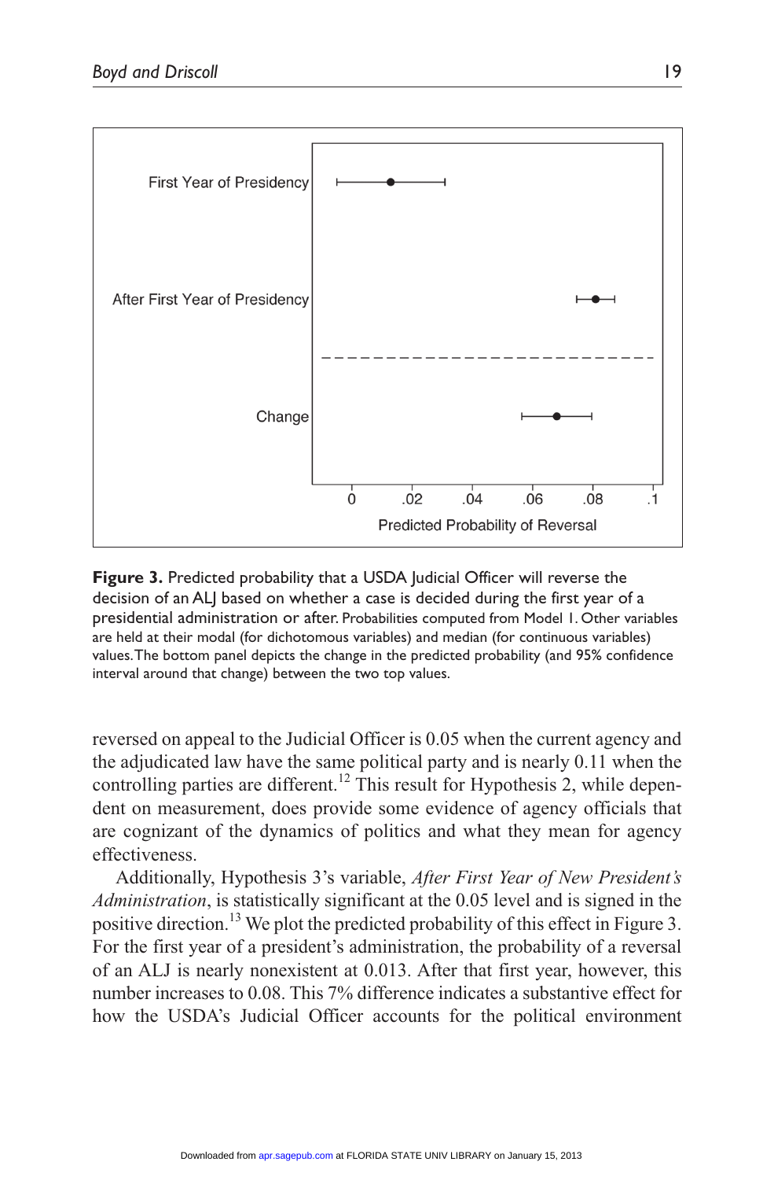**Figure 3.** Predicted probability that a USDA Judicial Officer will reverse the decision of an ALJ based on whether a case is decided during the first year of a presidential administration or after. Probabilities computed from Model 1. Other variables are held at their modal (for dichotomous variables) and median (for continuous variables) values. The bottom panel depicts the change in the predicted probability (and 95% confidence interval around that change) between the two top values.

reversed on appeal to the Judicial Officer is 0.05 when the current agency and the adjudicated law have the same political party and is nearly 0.11 when the controlling parties are different.[12] This result for Hypothesis 2, while dependent on measurement, does provide some evidence of agency officials that are cognizant of the dynamics of politics and what they mean for agency effectiveness.

Additionally, Hypothesis 3's variable, *After First Year of New President's Administration*, is statistically significant at the 0.05 level and is signed in the positive direction.[13] We plot the predicted probability of this effect in Figure 3. For the first year of a president's administration, the probability of a reversal of an ALJ is nearly nonexistent at 0.013. After that first year, however, this number increases to 0.08. This 7% difference indicates a substantive effect for how the USDA's Judicial Officer accounts for the political environment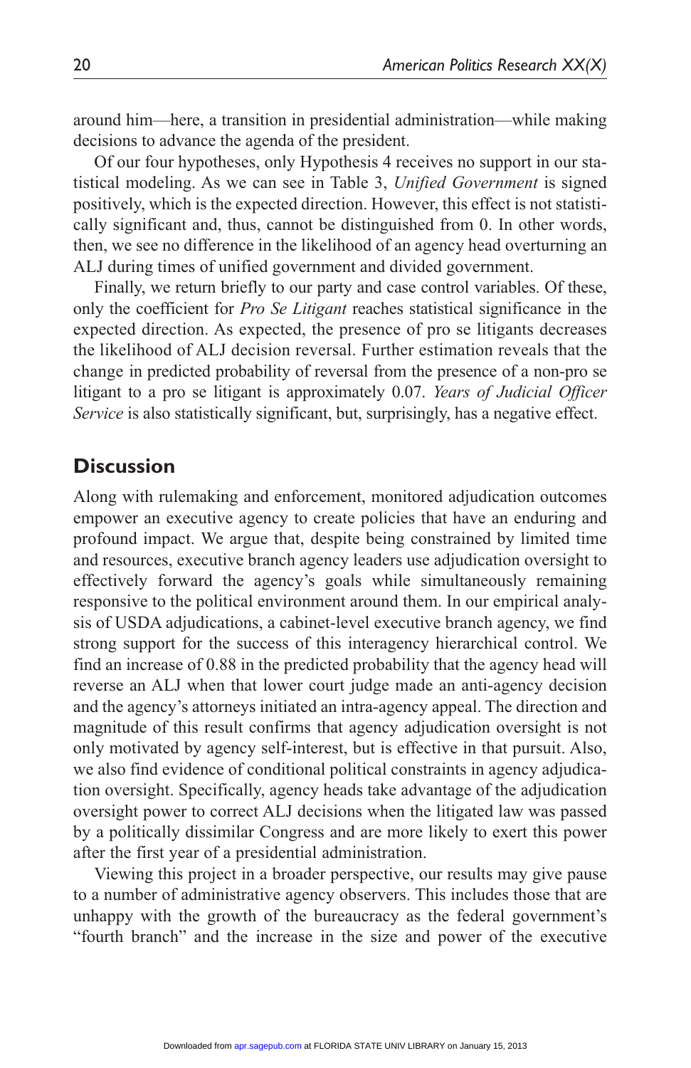around him—here, a transition in presidential administration—while making decisions to advance the agenda of the president.

Of our four hypotheses, only Hypothesis 4 receives no support in our statistical modeling. As we can see in Table 3, *Unified Government* is signed positively, which is the expected direction. However, this effect is not statistically significant and, thus, cannot be distinguished from 0. In other words, then, we see no difference in the likelihood of an agency head overturning an ALJ during times of unified government and divided government.

Finally, we return briefly to our party and case control variables. Of these, only the coefficient for *Pro Se Litigant* reaches statistical significance in the expected direction. As expected, the presence of pro se litigants decreases the likelihood of ALJ decision reversal. Further estimation reveals that the change in predicted probability of reversal from the presence of a non-pro se litigant to a pro se litigant is approximately 0.07. *Years of Judicial Officer Service* is also statistically significant, but, surprisingly, has a negative effect.

## Discussion

Along with rulemaking and enforcement, monitored adjudication outcomes empower an executive agency to create policies that have an enduring and profound impact. We argue that, despite being constrained by limited time and resources, executive branch agency leaders use adjudication oversight to effectively forward the agency's goals while simultaneously remaining responsive to the political environment around them. In our empirical analysis of USDA adjudications, a cabinet-level executive branch agency, we find strong support for the success of this interagency hierarchical control. We find an increase of 0.88 in the predicted probability that the agency head will reverse an ALJ when that lower court judge made an anti-agency decision and the agency's attorneys initiated an intra-agency appeal. The direction and magnitude of this result confirms that agency adjudication oversight is not only motivated by agency self-interest, but is effective in that pursuit. Also, we also find evidence of conditional political constraints in agency adjudication oversight. Specifically, agency heads take advantage of the adjudication oversight power to correct ALJ decisions when the litigated law was passed by a politically dissimilar Congress and are more likely to exert this power after the first year of a presidential administration.

Viewing this project in a broader perspective, our results may give pause to a number of administrative agency observers. This includes those that are unhappy with the growth of the bureaucracy as the federal government's "fourth branch" and the increase in the size and power of the executive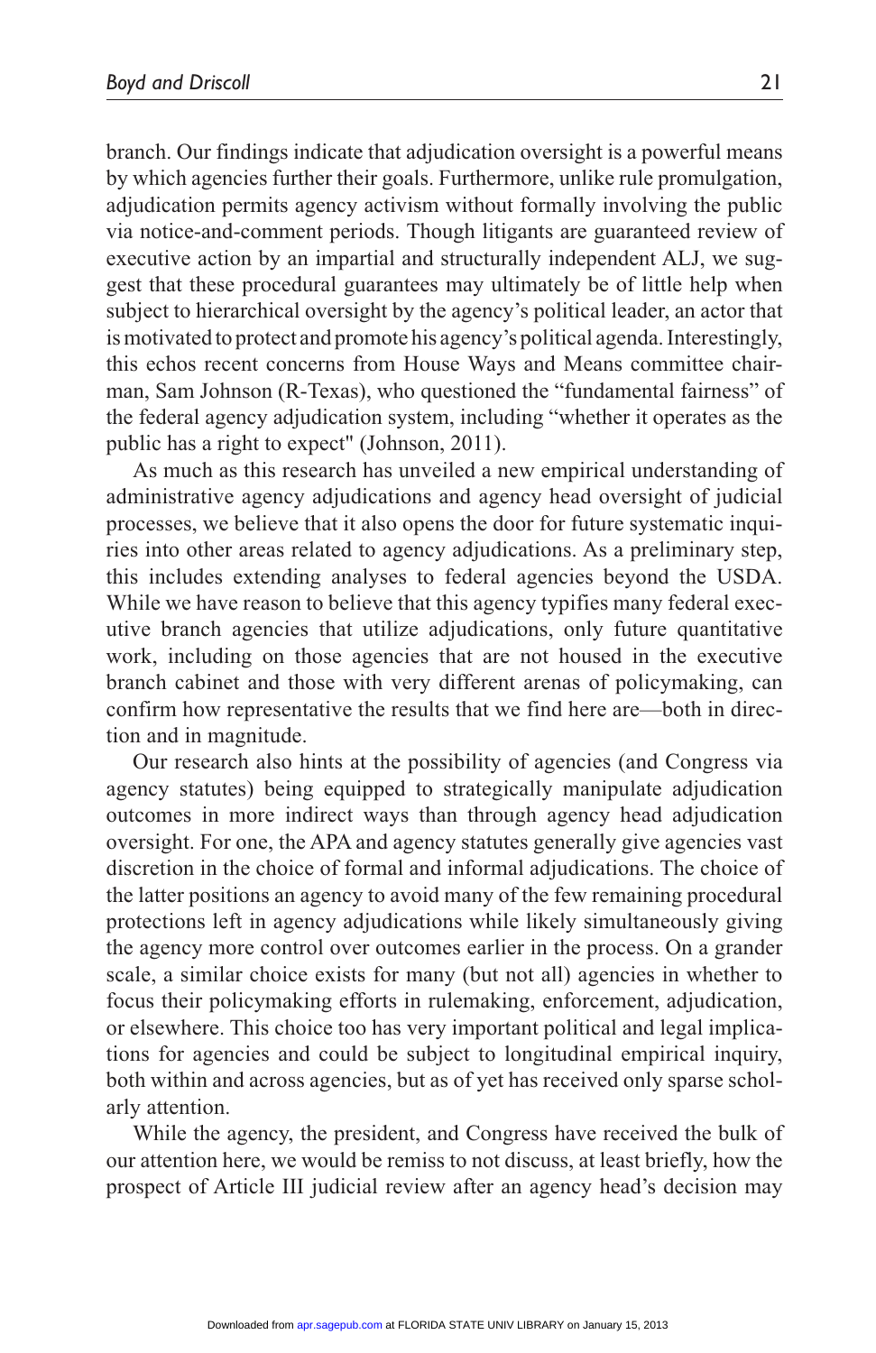branch. Our findings indicate that adjudication oversight is a powerful means by which agencies further their goals. Furthermore, unlike rule promulgation, adjudication permits agency activism without formally involving the public via notice-and-comment periods. Though litigants are guaranteed review of executive action by an impartial and structurally independent ALJ, we suggest that these procedural guarantees may ultimately be of little help when subject to hierarchical oversight by the agency's political leader, an actor that is motivated to protect and promote his agency's political agenda. Interestingly, this echos recent concerns from House Ways and Means committee chairman, Sam Johnson (R-Texas), who questioned the "fundamental fairness" of the federal agency adjudication system, including "whether it operates as the public has a right to expect" (Johnson, 2011).

As much as this research has unveiled a new empirical understanding of administrative agency adjudications and agency head oversight of judicial processes, we believe that it also opens the door for future systematic inquiries into other areas related to agency adjudications. As a preliminary step, this includes extending analyses to federal agencies beyond the USDA. While we have reason to believe that this agency typifies many federal executive branch agencies that utilize adjudications, only future quantitative work, including on those agencies that are not housed in the executive branch cabinet and those with very different arenas of policymaking, can confirm how representative the results that we find here are—both in direction and in magnitude.

Our research also hints at the possibility of agencies (and Congress via agency statutes) being equipped to strategically manipulate adjudication outcomes in more indirect ways than through agency head adjudication oversight. For one, the APA and agency statutes generally give agencies vast discretion in the choice of formal and informal adjudications. The choice of the latter positions an agency to avoid many of the few remaining procedural protections left in agency adjudications while likely simultaneously giving the agency more control over outcomes earlier in the process. On a grander scale, a similar choice exists for many (but not all) agencies in whether to focus their policymaking efforts in rulemaking, enforcement, adjudication, or elsewhere. This choice too has very important political and legal implications for agencies and could be subject to longitudinal empirical inquiry, both within and across agencies, but as of yet has received only sparse scholarly attention.

While the agency, the president, and Congress have received the bulk of our attention here, we would be remiss to not discuss, at least briefly, how the prospect of Article III judicial review after an agency head's decision may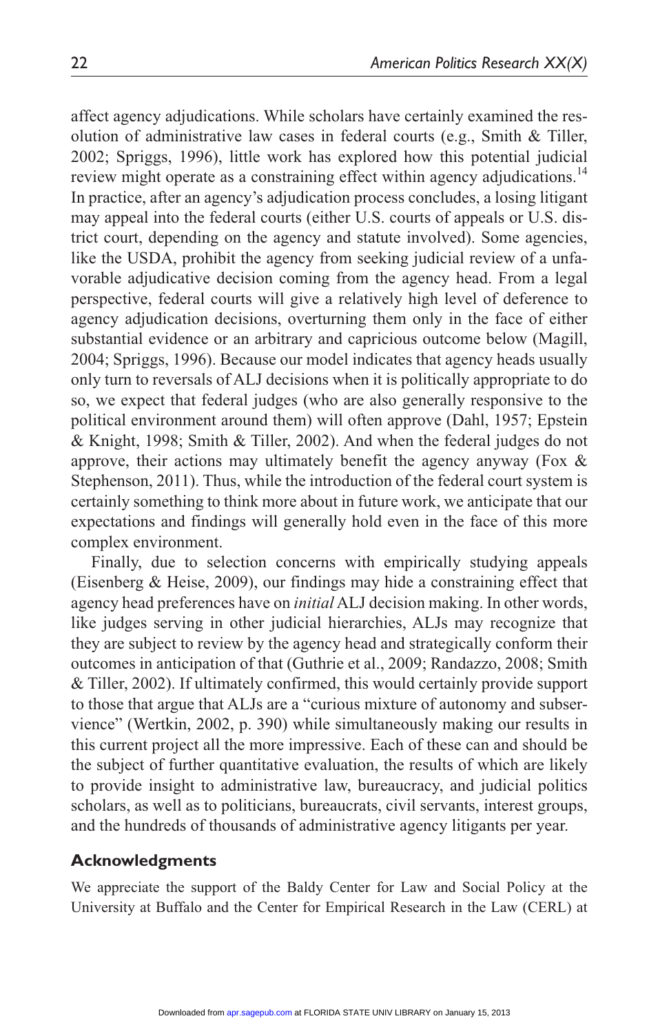affect agency adjudications. While scholars have certainly examined the resolution of administrative law cases in federal courts (e.g., Smith & Tiller, 2002; Spriggs, 1996), little work has explored how this potential judicial review might operate as a constraining effect within agency adjudications.[14] In practice, after an agency's adjudication process concludes, a losing litigant may appeal into the federal courts (either U.S. courts of appeals or U.S. district court, depending on the agency and statute involved). Some agencies, like the USDA, prohibit the agency from seeking judicial review of a unfavorable adjudicative decision coming from the agency head. From a legal perspective, federal courts will give a relatively high level of deference to agency adjudication decisions, overturning them only in the face of either substantial evidence or an arbitrary and capricious outcome below (Magill, 2004; Spriggs, 1996). Because our model indicates that agency heads usually only turn to reversals of ALJ decisions when it is politically appropriate to do so, we expect that federal judges (who are also generally responsive to the political environment around them) will often approve (Dahl, 1957; Epstein & Knight, 1998; Smith & Tiller, 2002). And when the federal judges do not approve, their actions may ultimately benefit the agency anyway (Fox & Stephenson, 2011). Thus, while the introduction of the federal court system is certainly something to think more about in future work, we anticipate that our expectations and findings will generally hold even in the face of this more complex environment.

Finally, due to selection concerns with empirically studying appeals (Eisenberg & Heise, 2009), our findings may hide a constraining effect that agency head preferences have on *initial* ALJ decision making. In other words, like judges serving in other judicial hierarchies, ALJs may recognize that they are subject to review by the agency head and strategically conform their outcomes in anticipation of that (Guthrie et al., 2009; Randazzo, 2008; Smith & Tiller, 2002). If ultimately confirmed, this would certainly provide support to those that argue that ALJs are a "curious mixture of autonomy and subservience" (Wertkin, 2002, p. 390) while simultaneously making our results in this current project all the more impressive. Each of these can and should be the subject of further quantitative evaluation, the results of which are likely to provide insight to administrative law, bureaucracy, and judicial politics scholars, as well as to politicians, bureaucrats, civil servants, interest groups, and the hundreds of thousands of administrative agency litigants per year.

## Acknowledgments

We appreciate the support of the Baldy Center for Law and Social Policy at the University at Buffalo and the Center for Empirical Research in the Law (CERL) at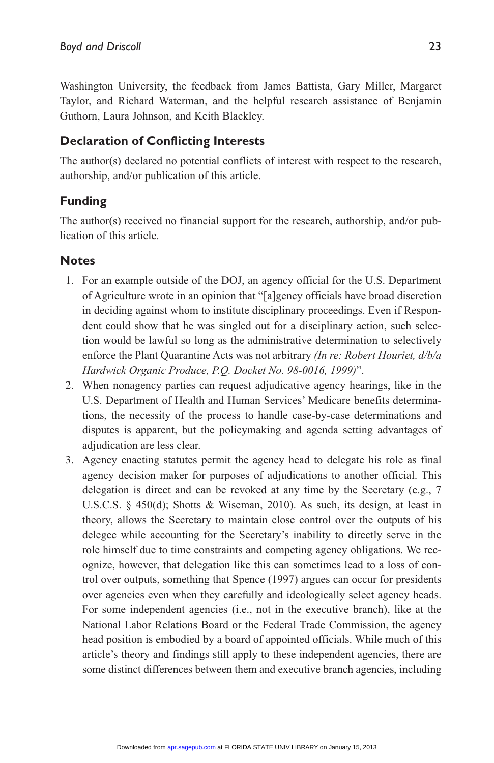Washington University, the feedback from James Battista, Gary Miller, Margaret Taylor, and Richard Waterman, and the helpful research assistance of Benjamin Guthorn, Laura Johnson, and Keith Blackley.

## Declaration of Conflicting Interests

The author(s) declared no potential conflicts of interest with respect to the research, authorship, and/or publication of this article.

## Funding

The author(s) received no financial support for the research, authorship, and/or publication of this article.

## Notes

1. For an example outside of the DOJ, an agency official for the U.S. Department of Agriculture wrote in an opinion that "[a]gency officials have broad discretion in deciding against whom to institute disciplinary proceedings. Even if Respondent could show that he was singled out for a disciplinary action, such selection would be lawful so long as the administrative determination to selectively enforce the Plant Quarantine Acts was not arbitrary *(In re: Robert Houriet, d/b/a Hardwick Organic Produce, P.Q. Docket No. 98-0016, 1999)*".
2. When nonagency parties can request adjudicative agency hearings, like in the U.S. Department of Health and Human Services' Medicare benefits determinations, the necessity of the process to handle case-by-case determinations and disputes is apparent, but the policymaking and agenda setting advantages of adjudication are less clear.
3. Agency enacting statutes permit the agency head to delegate his role as final agency decision maker for purposes of adjudications to another official. This delegation is direct and can be revoked at any time by the Secretary (e.g., 7 U.S.C.S. § 450(d); Shotts & Wiseman, 2010). As such, its design, at least in theory, allows the Secretary to maintain close control over the outputs of his delegee while accounting for the Secretary's inability to directly serve in the role himself due to time constraints and competing agency obligations. We recognize, however, that delegation like this can sometimes lead to a loss of control over outputs, something that Spence (1997) argues can occur for presidents over agencies even when they carefully and ideologically select agency heads. For some independent agencies (i.e., not in the executive branch), like at the National Labor Relations Board or the Federal Trade Commission, the agency head position is embodied by a board of appointed officials. While much of this article's theory and findings still apply to these independent agencies, there are some distinct differences between them and executive branch agencies, including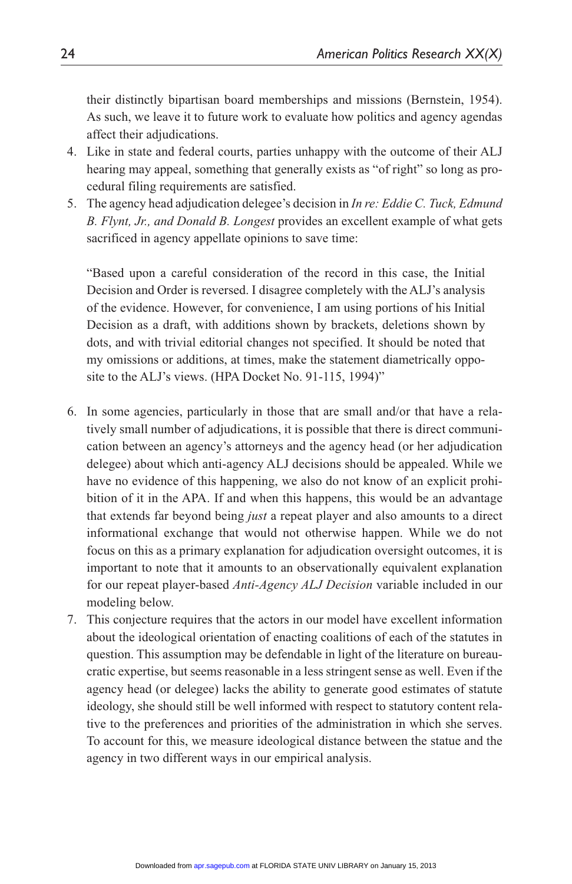their distinctly bipartisan board memberships and missions (Bernstein, 1954). As such, we leave it to future work to evaluate how politics and agency agendas affect their adjudications.

4. Like in state and federal courts, parties unhappy with the outcome of their ALJ hearing may appeal, something that generally exists as "of right" so long as procedural filing requirements are satisfied.
5. The agency head adjudication delegee's decision in *In re: Eddie C. Tuck, Edmund B. Flynt, Jr., and Donald B. Longest* provides an excellent example of what gets sacrificed in agency appellate opinions to save time:

   "Based upon a careful consideration of the record in this case, the Initial Decision and Order is reversed. I disagree completely with the ALJ's analysis of the evidence. However, for convenience, I am using portions of his Initial Decision as a draft, with additions shown by brackets, deletions shown by dots, and with trivial editorial changes not specified. It should be noted that my omissions or additions, at times, make the statement diametrically opposite to the ALJ's views. (HPA Docket No. 91-115, 1994)"

6. In some agencies, particularly in those that are small and/or that have a relatively small number of adjudications, it is possible that there is direct communication between an agency's attorneys and the agency head (or her adjudication delegee) about which anti-agency ALJ decisions should be appealed. While we have no evidence of this happening, we also do not know of an explicit prohibition of it in the APA. If and when this happens, this would be an advantage that extends far beyond being *just* a repeat player and also amounts to a direct informational exchange that would not otherwise happen. While we do not focus on this as a primary explanation for adjudication oversight outcomes, it is important to note that it amounts to an observationally equivalent explanation for our repeat player-based *Anti-Agency ALJ Decision* variable included in our modeling below.
7. This conjecture requires that the actors in our model have excellent information about the ideological orientation of enacting coalitions of each of the statutes in question. This assumption may be defendable in light of the literature on bureaucratic expertise, but seems reasonable in a less stringent sense as well. Even if the agency head (or delegee) lacks the ability to generate good estimates of statute ideology, she should still be well informed with respect to statutory content relative to the preferences and priorities of the administration in which she serves. To account for this, we measure ideological distance between the statue and the agency in two different ways in our empirical analysis.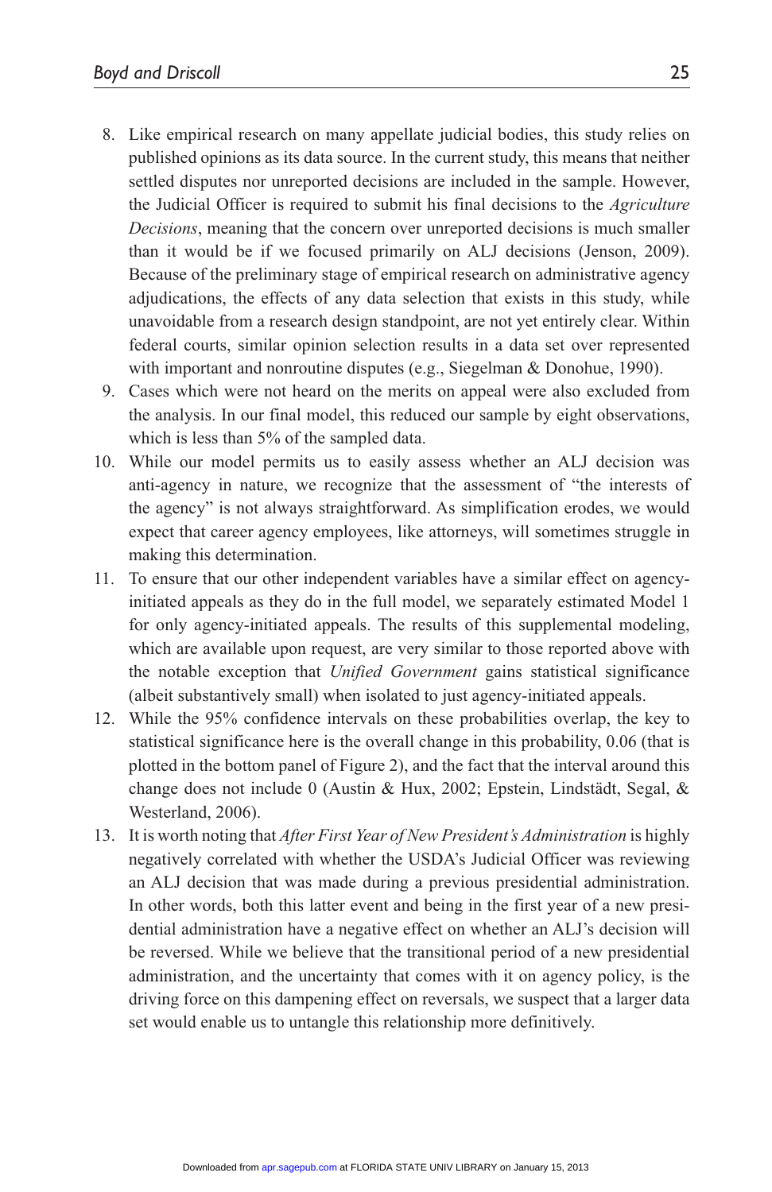8. Like empirical research on many appellate judicial bodies, this study relies on published opinions as its data source. In the current study, this means that neither settled disputes nor unreported decisions are included in the sample. However, the Judicial Officer is required to submit his final decisions to the *Agriculture Decisions*, meaning that the concern over unreported decisions is much smaller than it would be if we focused primarily on ALJ decisions (Jenson, 2009). Because of the preliminary stage of empirical research on administrative agency adjudications, the effects of any data selection that exists in this study, while unavoidable from a research design standpoint, are not yet entirely clear. Within federal courts, similar opinion selection results in a data set over represented with important and nonroutine disputes (e.g., Siegelman & Donohue, 1990).
9. Cases which were not heard on the merits on appeal were also excluded from the analysis. In our final model, this reduced our sample by eight observations, which is less than 5% of the sampled data.
10. While our model permits us to easily assess whether an ALJ decision was anti-agency in nature, we recognize that the assessment of "the interests of the agency" is not always straightforward. As simplification erodes, we would expect that career agency employees, like attorneys, will sometimes struggle in making this determination.
11. To ensure that our other independent variables have a similar effect on agency-initiated appeals as they do in the full model, we separately estimated Model 1 for only agency-initiated appeals. The results of this supplemental modeling, which are available upon request, are very similar to those reported above with the notable exception that *Unified Government* gains statistical significance (albeit substantively small) when isolated to just agency-initiated appeals.
12. While the 95% confidence intervals on these probabilities overlap, the key to statistical significance here is the overall change in this probability, 0.06 (that is plotted in the bottom panel of Figure 2), and the fact that the interval around this change does not include 0 (Austin & Hux, 2002; Epstein, Lindstädt, Segal, & Westerland, 2006).
13. It is worth noting that *After First Year of New President's Administration* is highly negatively correlated with whether the USDA's Judicial Officer was reviewing an ALJ decision that was made during a previous presidential administration. In other words, both this latter event and being in the first year of a new presidential administration have a negative effect on whether an ALJ's decision will be reversed. While we believe that the transitional period of a new presidential administration, and the uncertainty that comes with it on agency policy, is the driving force on this dampening effect on reversals, we suspect that a larger data set would enable us to untangle this relationship more definitively.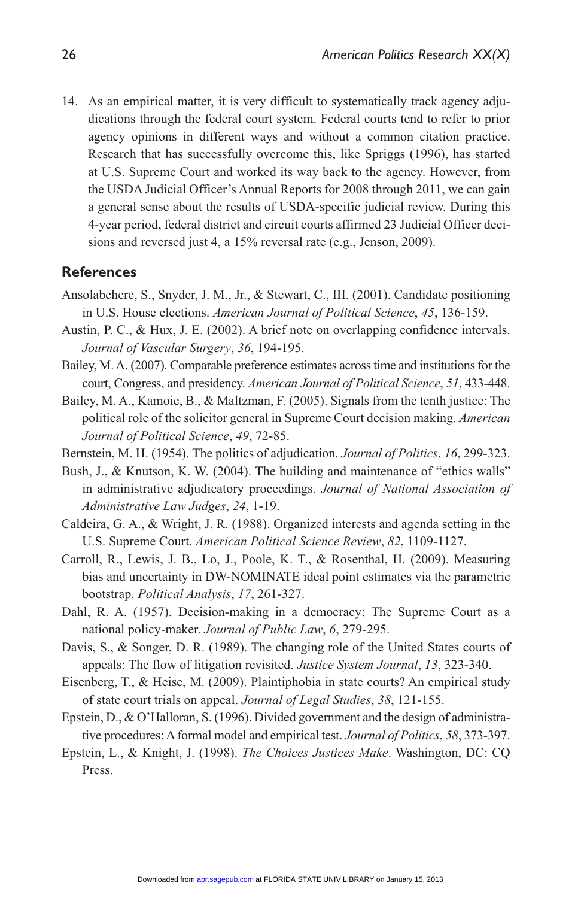14. As an empirical matter, it is very difficult to systematically track agency adjudications through the federal court system. Federal courts tend to refer to prior agency opinions in different ways and without a common citation practice. Research that has successfully overcome this, like Spriggs (1996), has started at U.S. Supreme Court and worked its way back to the agency. However, from the USDA Judicial Officer's Annual Reports for 2008 through 2011, we can gain a general sense about the results of USDA-specific judicial review. During this 4-year period, federal district and circuit courts affirmed 23 Judicial Officer decisions and reversed just 4, a 15% reversal rate (e.g., Jenson, 2009).

## References

Ansolabehere, S., Snyder, J. M., Jr., & Stewart, C., III. (2001). Candidate positioning in U.S. House elections. *American Journal of Political Science*, *45*, 136-159.

Austin, P. C., & Hux, J. E. (2002). A brief note on overlapping confidence intervals. *Journal of Vascular Surgery*, *36*, 194-195.

Bailey, M. A. (2007). Comparable preference estimates across time and institutions for the court, Congress, and presidency. *American Journal of Political Science*, *51*, 433-448.

Bailey, M. A., Kamoie, B., & Maltzman, F. (2005). Signals from the tenth justice: The political role of the solicitor general in Supreme Court decision making. *American Journal of Political Science*, *49*, 72-85.

Bernstein, M. H. (1954). The politics of adjudication. *Journal of Politics*, *16*, 299-323.

Bush, J., & Knutson, K. W. (2004). The building and maintenance of "ethics walls" in administrative adjudicatory proceedings. *Journal of National Association of Administrative Law Judges*, *24*, 1-19.

Caldeira, G. A., & Wright, J. R. (1988). Organized interests and agenda setting in the U.S. Supreme Court. *American Political Science Review*, *82*, 1109-1127.

Carroll, R., Lewis, J. B., Lo, J., Poole, K. T., & Rosenthal, H. (2009). Measuring bias and uncertainty in DW-NOMINATE ideal point estimates via the parametric bootstrap. *Political Analysis*, *17*, 261-327.

Dahl, R. A. (1957). Decision-making in a democracy: The Supreme Court as a national policy-maker. *Journal of Public Law*, *6*, 279-295.

Davis, S., & Songer, D. R. (1989). The changing role of the United States courts of appeals: The flow of litigation revisited. *Justice System Journal*, *13*, 323-340.

Eisenberg, T., & Heise, M. (2009). Plaintiphobia in state courts? An empirical study of state court trials on appeal. *Journal of Legal Studies*, *38*, 121-155.

Epstein, D., & O'Halloran, S. (1996). Divided government and the design of administrative procedures: A formal model and empirical test. *Journal of Politics*, *58*, 373-397.

Epstein, L., & Knight, J. (1998). *The Choices Justices Make*. Washington, DC: CQ Press.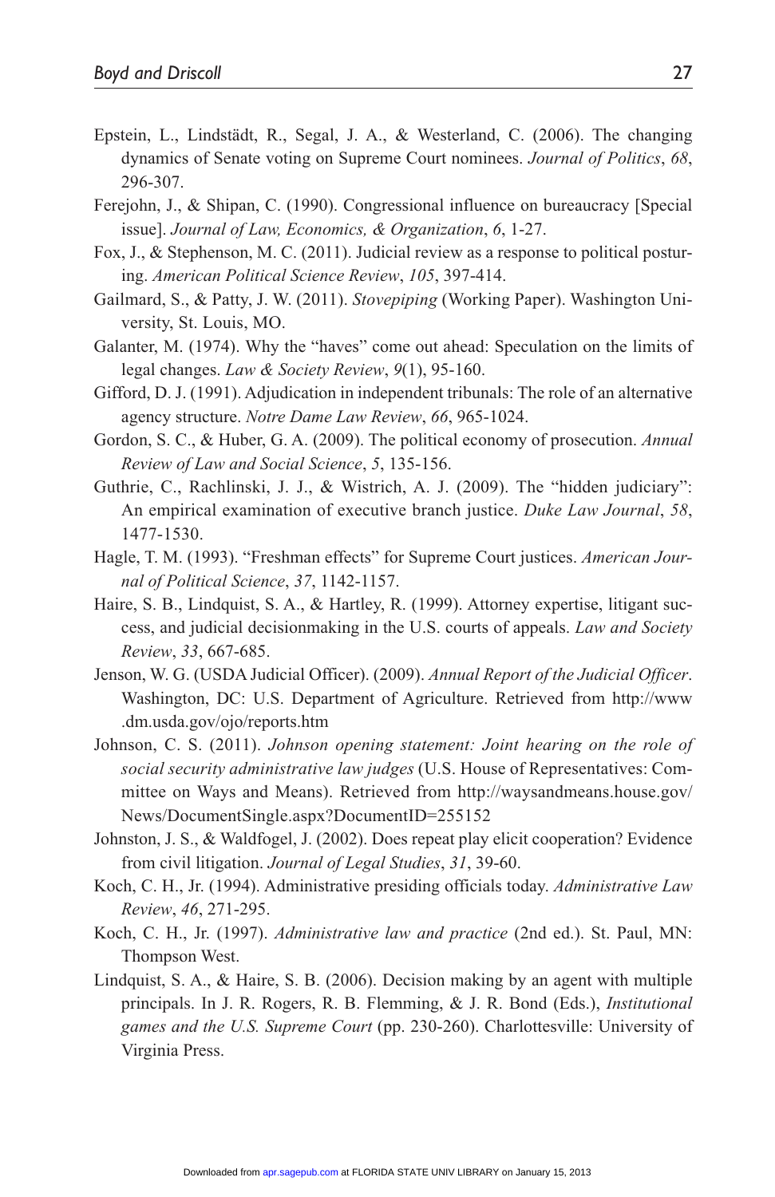Epstein, L., Lindstädt, R., Segal, J. A., & Westerland, C. (2006). The changing dynamics of Senate voting on Supreme Court nominees. *Journal of Politics*, *68*, 296-307.

Ferejohn, J., & Shipan, C. (1990). Congressional influence on bureaucracy [Special issue]. *Journal of Law, Economics, & Organization*, *6*, 1-27.

Fox, J., & Stephenson, M. C. (2011). Judicial review as a response to political posturing. *American Political Science Review*, *105*, 397-414.

Gailmard, S., & Patty, J. W. (2011). *Stovepiping* (Working Paper). Washington University, St. Louis, MO.

Galanter, M. (1974). Why the "haves" come out ahead: Speculation on the limits of legal changes. *Law & Society Review*, *9*(1), 95-160.

Gifford, D. J. (1991). Adjudication in independent tribunals: The role of an alternative agency structure. *Notre Dame Law Review*, *66*, 965-1024.

Gordon, S. C., & Huber, G. A. (2009). The political economy of prosecution. *Annual Review of Law and Social Science*, *5*, 135-156.

Guthrie, C., Rachlinski, J. J., & Wistrich, A. J. (2009). The "hidden judiciary": An empirical examination of executive branch justice. *Duke Law Journal*, *58*, 1477-1530.

Hagle, T. M. (1993). "Freshman effects" for Supreme Court justices. *American Journal of Political Science*, *37*, 1142-1157.

Haire, S. B., Lindquist, S. A., & Hartley, R. (1999). Attorney expertise, litigant success, and judicial decisionmaking in the U.S. courts of appeals. *Law and Society Review*, *33*, 667-685.

Jenson, W. G. (USDA Judicial Officer). (2009). *Annual Report of the Judicial Officer*. Washington, DC: U.S. Department of Agriculture. Retrieved from http://www.dm.usda.gov/ojo/reports.htm

Johnson, C. S. (2011). *Johnson opening statement: Joint hearing on the role of social security administrative law judges* (U.S. House of Representatives: Committee on Ways and Means). Retrieved from http://waysandmeans.house.gov/News/DocumentSingle.aspx?DocumentID=255152

Johnston, J. S., & Waldfogel, J. (2002). Does repeat play elicit cooperation? Evidence from civil litigation. *Journal of Legal Studies*, *31*, 39-60.

Koch, C. H., Jr. (1994). Administrative presiding officials today. *Administrative Law Review*, *46*, 271-295.

Koch, C. H., Jr. (1997). *Administrative law and practice* (2nd ed.). St. Paul, MN: Thompson West.

Lindquist, S. A., & Haire, S. B. (2006). Decision making by an agent with multiple principals. In J. R. Rogers, R. B. Flemming, & J. R. Bond (Eds.), *Institutional games and the U.S. Supreme Court* (pp. 230-260). Charlottesville: University of Virginia Press.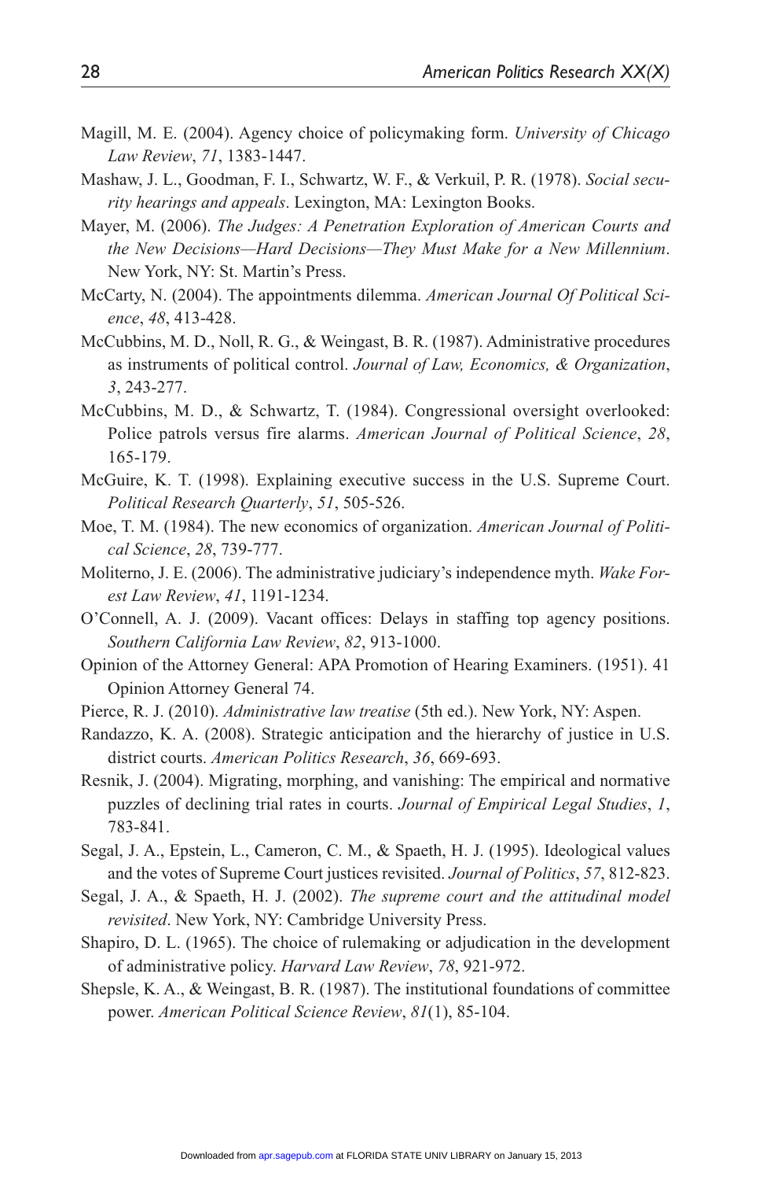Magill, M. E. (2004). Agency choice of policymaking form. *University of Chicago Law Review*, *71*, 1383-1447.

Mashaw, J. L., Goodman, F. I., Schwartz, W. F., & Verkuil, P. R. (1978). *Social security hearings and appeals*. Lexington, MA: Lexington Books.

Mayer, M. (2006). *The Judges: A Penetration Exploration of American Courts and the New Decisions—Hard Decisions—They Must Make for a New Millennium*. New York, NY: St. Martin's Press.

McCarty, N. (2004). The appointments dilemma. *American Journal Of Political Science*, *48*, 413-428.

McCubbins, M. D., Noll, R. G., & Weingast, B. R. (1987). Administrative procedures as instruments of political control. *Journal of Law, Economics, & Organization*, *3*, 243-277.

McCubbins, M. D., & Schwartz, T. (1984). Congressional oversight overlooked: Police patrols versus fire alarms. *American Journal of Political Science*, *28*, 165-179.

McGuire, K. T. (1998). Explaining executive success in the U.S. Supreme Court. *Political Research Quarterly*, *51*, 505-526.

Moe, T. M. (1984). The new economics of organization. *American Journal of Political Science*, *28*, 739-777.

Moliterno, J. E. (2006). The administrative judiciary's independence myth. *Wake Forest Law Review*, *41*, 1191-1234.

O'Connell, A. J. (2009). Vacant offices: Delays in staffing top agency positions. *Southern California Law Review*, *82*, 913-1000.

Opinion of the Attorney General: APA Promotion of Hearing Examiners. (1951). 41 Opinion Attorney General 74.

Pierce, R. J. (2010). *Administrative law treatise* (5th ed.). New York, NY: Aspen.

Randazzo, K. A. (2008). Strategic anticipation and the hierarchy of justice in U.S. district courts. *American Politics Research*, *36*, 669-693.

Resnik, J. (2004). Migrating, morphing, and vanishing: The empirical and normative puzzles of declining trial rates in courts. *Journal of Empirical Legal Studies*, *1*, 783-841.

Segal, J. A., Epstein, L., Cameron, C. M., & Spaeth, H. J. (1995). Ideological values and the votes of Supreme Court justices revisited. *Journal of Politics*, *57*, 812-823.

Segal, J. A., & Spaeth, H. J. (2002). *The supreme court and the attitudinal model revisited*. New York, NY: Cambridge University Press.

Shapiro, D. L. (1965). The choice of rulemaking or adjudication in the development of administrative policy. *Harvard Law Review*, *78*, 921-972.

Shepsle, K. A., & Weingast, B. R. (1987). The institutional foundations of committee power. *American Political Science Review*, *81*(1), 85-104.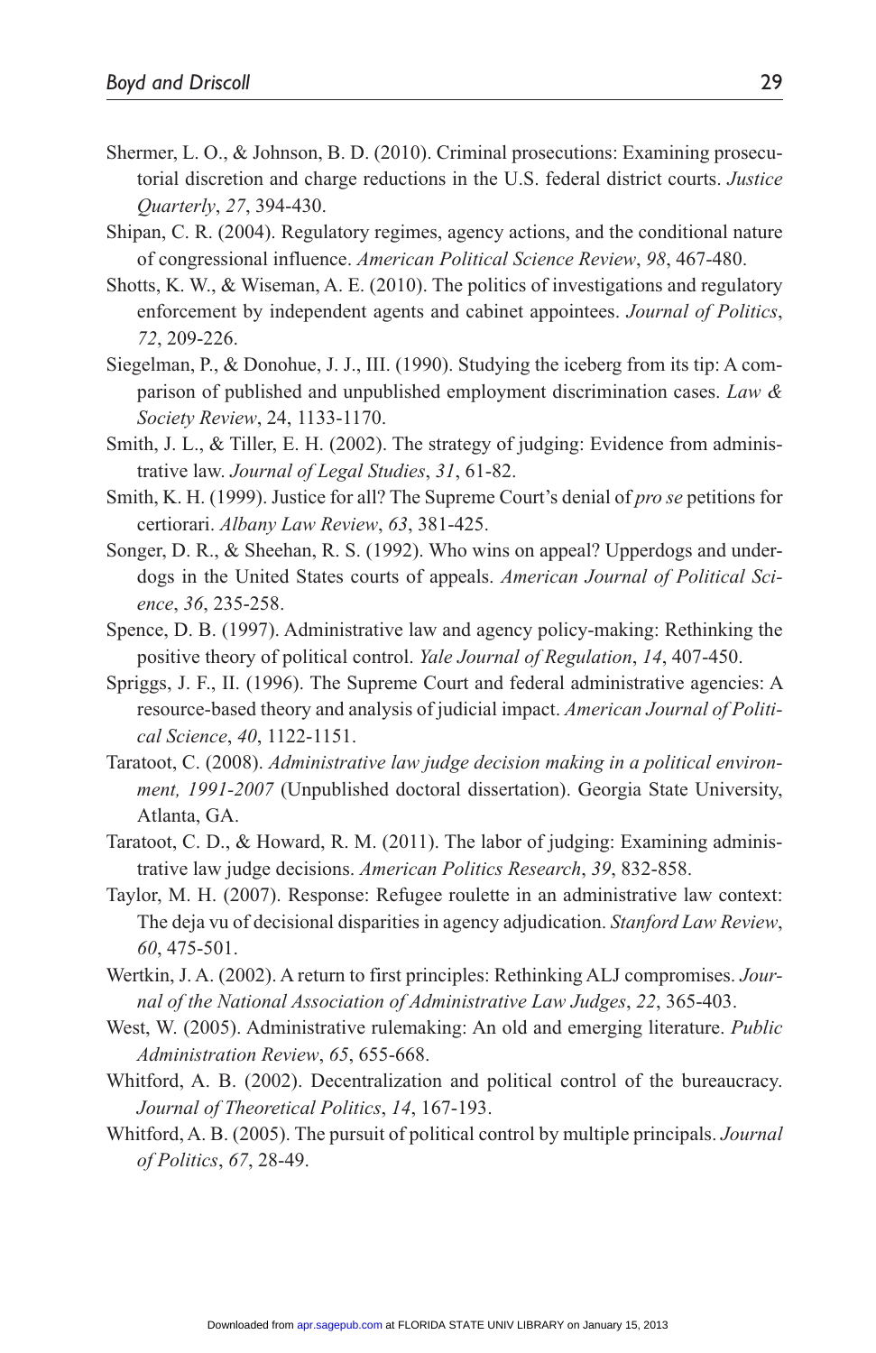Shermer, L. O., & Johnson, B. D. (2010). Criminal prosecutions: Examining prosecutorial discretion and charge reductions in the U.S. federal district courts. *Justice Quarterly*, *27*, 394-430.

Shipan, C. R. (2004). Regulatory regimes, agency actions, and the conditional nature of congressional influence. *American Political Science Review*, *98*, 467-480.

Shotts, K. W., & Wiseman, A. E. (2010). The politics of investigations and regulatory enforcement by independent agents and cabinet appointees. *Journal of Politics*, *72*, 209-226.

Siegelman, P., & Donohue, J. J., III. (1990). Studying the iceberg from its tip: A comparison of published and unpublished employment discrimination cases. *Law & Society Review*, 24, 1133-1170.

Smith, J. L., & Tiller, E. H. (2002). The strategy of judging: Evidence from administrative law. *Journal of Legal Studies*, *31*, 61-82.

Smith, K. H. (1999). Justice for all? The Supreme Court's denial of *pro se* petitions for certiorari. *Albany Law Review*, *63*, 381-425.

Songer, D. R., & Sheehan, R. S. (1992). Who wins on appeal? Upperdogs and underdogs in the United States courts of appeals. *American Journal of Political Science*, *36*, 235-258.

Spence, D. B. (1997). Administrative law and agency policy-making: Rethinking the positive theory of political control. *Yale Journal of Regulation*, *14*, 407-450.

Spriggs, J. F., II. (1996). The Supreme Court and federal administrative agencies: A resource-based theory and analysis of judicial impact. *American Journal of Political Science*, *40*, 1122-1151.

Taratoot, C. (2008). *Administrative law judge decision making in a political environment, 1991-2007* (Unpublished doctoral dissertation). Georgia State University, Atlanta, GA.

Taratoot, C. D., & Howard, R. M. (2011). The labor of judging: Examining administrative law judge decisions. *American Politics Research*, *39*, 832-858.

Taylor, M. H. (2007). Response: Refugee roulette in an administrative law context: The deja vu of decisional disparities in agency adjudication. *Stanford Law Review*, *60*, 475-501.

Wertkin, J. A. (2002). A return to first principles: Rethinking ALJ compromises. *Journal of the National Association of Administrative Law Judges*, *22*, 365-403.

West, W. (2005). Administrative rulemaking: An old and emerging literature. *Public Administration Review*, *65*, 655-668.

Whitford, A. B. (2002). Decentralization and political control of the bureaucracy. *Journal of Theoretical Politics*, *14*, 167-193.

Whitford, A. B. (2005). The pursuit of political control by multiple principals. *Journal of Politics*, *67*, 28-49.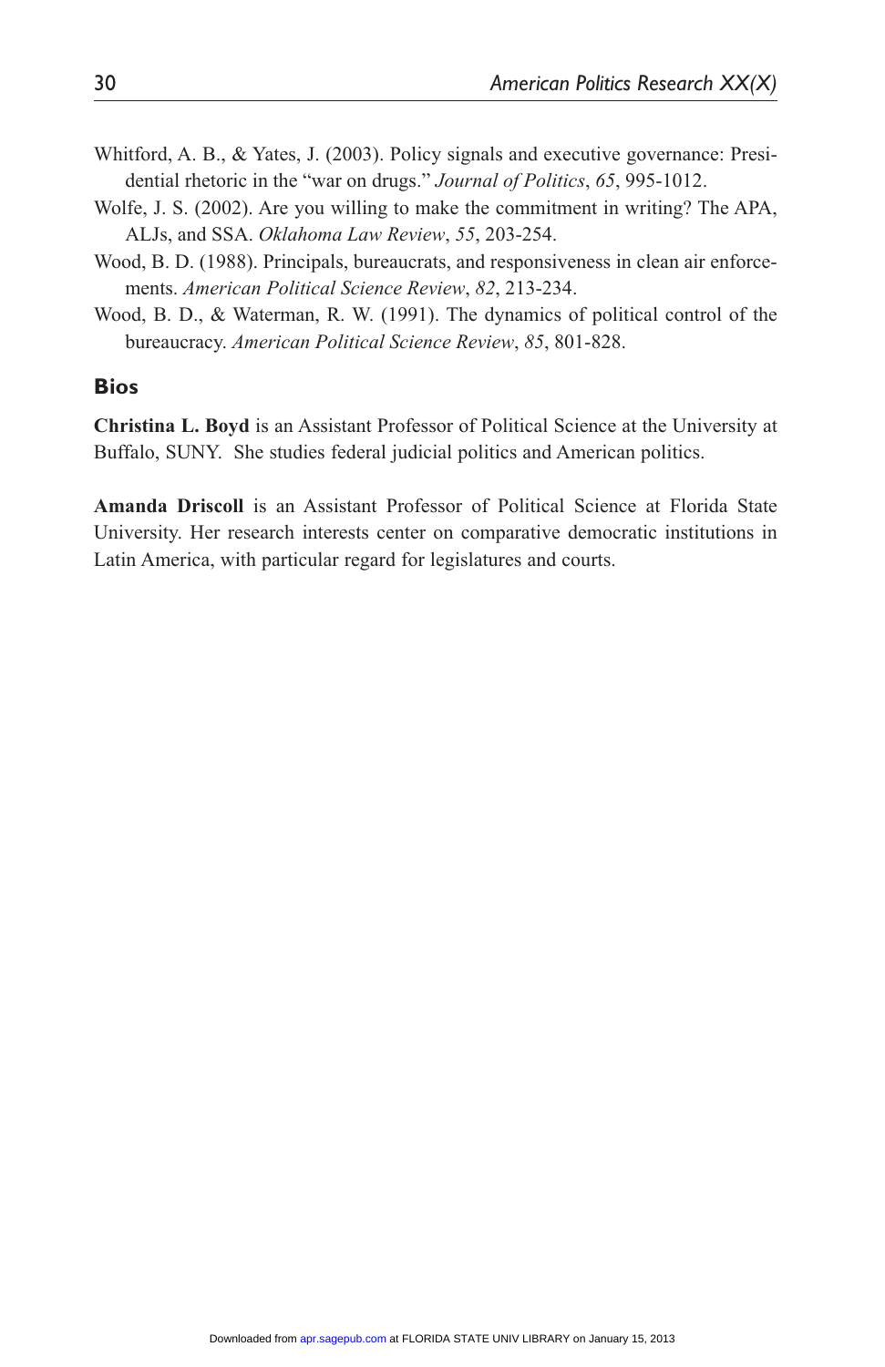Whitford, A. B., & Yates, J. (2003). Policy signals and executive governance: Presidential rhetoric in the "war on drugs." *Journal of Politics*, *65*, 995-1012.

Wolfe, J. S. (2002). Are you willing to make the commitment in writing? The APA, ALJs, and SSA. *Oklahoma Law Review*, *55*, 203-254.

Wood, B. D. (1988). Principals, bureaucrats, and responsiveness in clean air enforcements. *American Political Science Review*, *82*, 213-234.

Wood, B. D., & Waterman, R. W. (1991). The dynamics of political control of the bureaucracy. *American Political Science Review*, *85*, 801-828.

## Bios

**Christina L. Boyd** is an Assistant Professor of Political Science at the University at Buffalo, SUNY. She studies federal judicial politics and American politics.

**Amanda Driscoll** is an Assistant Professor of Political Science at Florida State University. Her research interests center on comparative democratic institutions in Latin America, with particular regard for legislatures and courts.